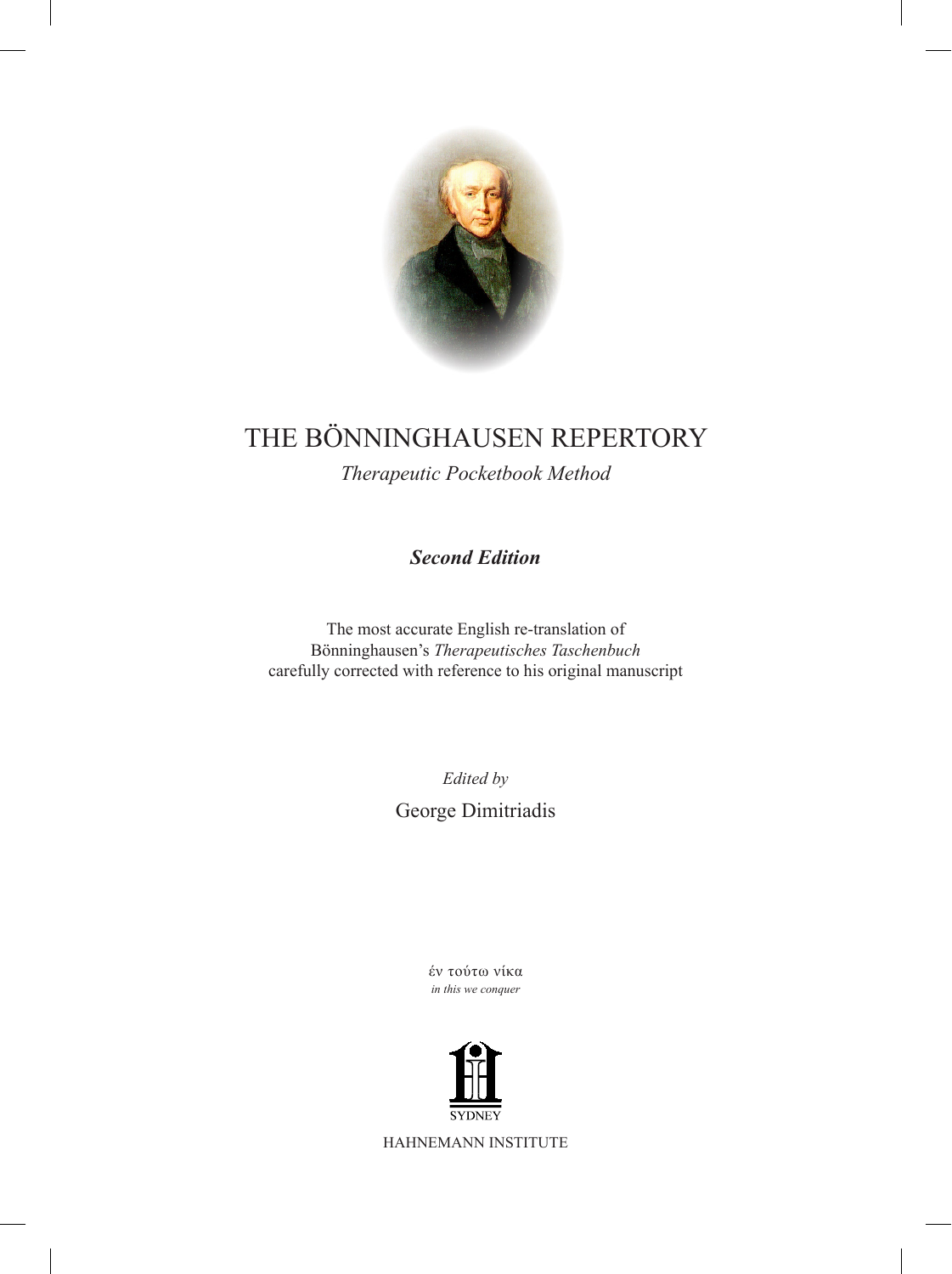# THE BÖNNINGHAUSEN REPERTORY

*Therapeutic Pocketbook Method*

***Second Edition***

The most accurate English re-translation of
Bönninghausen's *Therapeutisches Taschenbuch*
carefully corrected with reference to his original manuscript

*Edited by*

George Dimitriadis

έν τούτω νίκα
*in this we conquer*

SYDNEY

HAHNEMANN INSTITUTE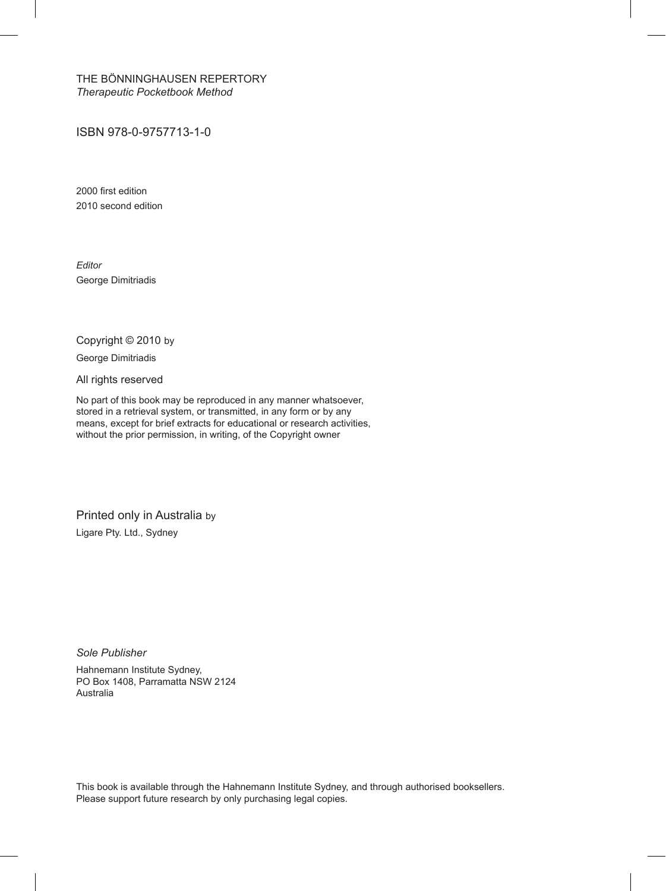THE BÖNNINGHAUSEN REPERTORY
*Therapeutic Pocketbook Method*

ISBN 978-0-9757713-1-0

2000 first edition
2010 second edition

*Editor*
George Dimitriadis

Copyright © 2010 by
George Dimitriadis

All rights reserved

No part of this book may be reproduced in any manner whatsoever, stored in a retrieval system, or transmitted, in any form or by any means, except for brief extracts for educational or research activities, without the prior permission, in writing, of the Copyright owner

Printed only in Australia by
Ligare Pty. Ltd., Sydney

*Sole Publisher*

Hahnemann Institute Sydney,
PO Box 1408, Parramatta NSW 2124
Australia

This book is available through the Hahnemann Institute Sydney, and through authorised booksellers.
Please support future research by only purchasing legal copies.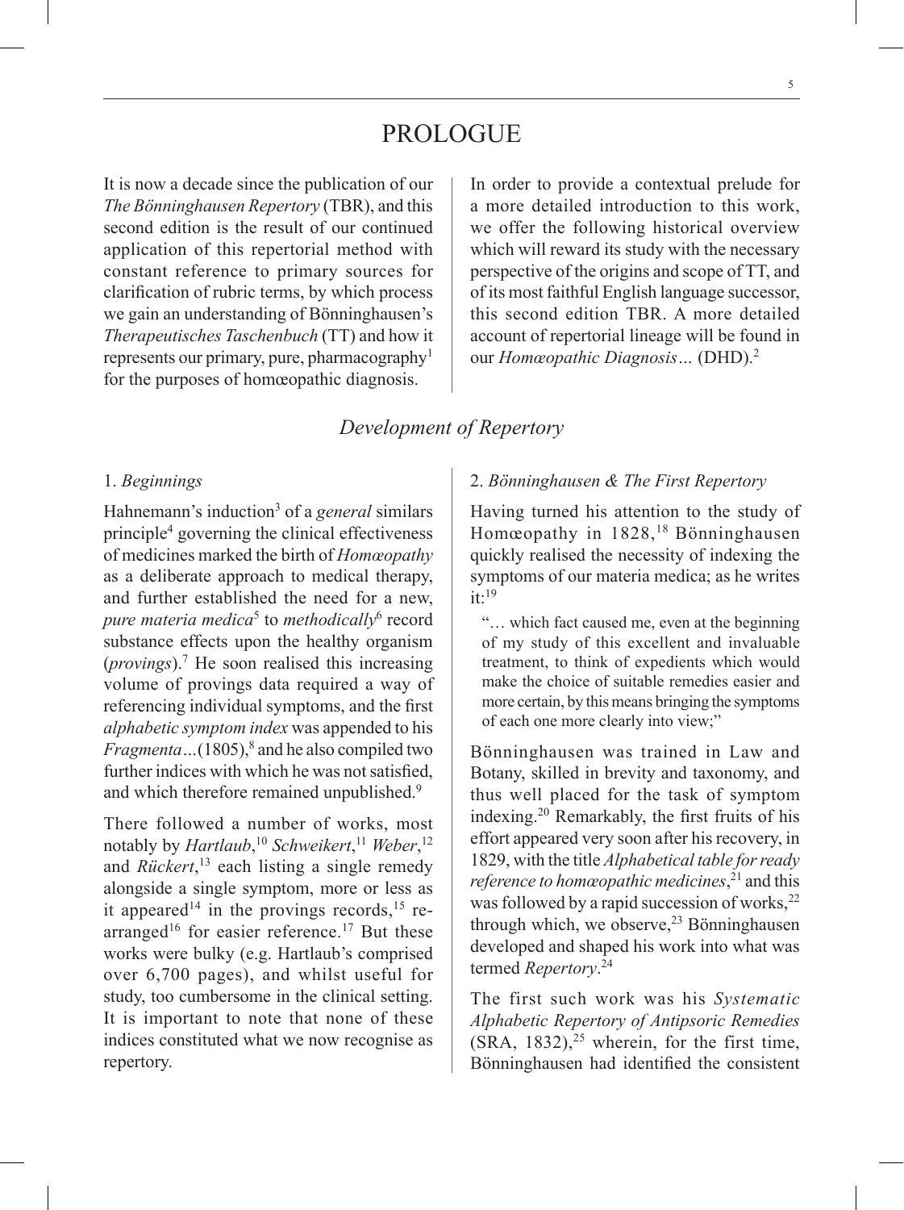# PROLOGUE

It is now a decade since the publication of our *The Bönninghausen Repertory* (TBR), and this second edition is the result of our continued application of this repertorial method with constant reference to primary sources for clarification of rubric terms, by which process we gain an understanding of Bönninghausen's *Therapeutisches Taschenbuch* (TT) and how it represents our primary, pure, pharmacography[1] for the purposes of homœopathic diagnosis.

In order to provide a contextual prelude for a more detailed introduction to this work, we offer the following historical overview which will reward its study with the necessary perspective of the origins and scope of TT, and of its most faithful English language successor, this second edition TBR. A more detailed account of repertorial lineage will be found in our *Homœopathic Diagnosis…* (DHD).[2]

## *Development of Repertory*

### 1. *Beginnings*

Hahnemann's induction[3] of a *general* similars principle[4] governing the clinical effectiveness of medicines marked the birth of *Homœopathy* as a deliberate approach to medical therapy, and further established the need for a new, *pure materia medica*[5] to *methodically*[6] record substance effects upon the healthy organism (*provings*).[7] He soon realised this increasing volume of provings data required a way of referencing individual symptoms, and the first *alphabetic symptom index* was appended to his *Fragmenta*…(1805),[8] and he also compiled two further indices with which he was not satisfied, and which therefore remained unpublished.[9]

There followed a number of works, most notably by *Hartlaub*,[10] *Schweikert*,[11] *Weber*,[12] and *Rückert*,[13] each listing a single remedy alongside a single symptom, more or less as it appeared[14] in the provings records,[15] re-arranged[16] for easier reference.[17] But these works were bulky (e.g. Hartlaub's comprised over 6,700 pages), and whilst useful for study, too cumbersome in the clinical setting. It is important to note that none of these indices constituted what we now recognise as repertory.

### 2. *Bönninghausen & The First Repertory*

Having turned his attention to the study of Homœopathy in 1828,[18] Bönninghausen quickly realised the necessity of indexing the symptoms of our materia medica; as he writes it:[19]

> "… which fact caused me, even at the beginning of my study of this excellent and invaluable treatment, to think of expedients which would make the choice of suitable remedies easier and more certain, by this means bringing the symptoms of each one more clearly into view;"

Bönninghausen was trained in Law and Botany, skilled in brevity and taxonomy, and thus well placed for the task of symptom indexing.[20] Remarkably, the first fruits of his effort appeared very soon after his recovery, in 1829, with the title *Alphabetical table for ready reference to homœopathic medicines*,[21] and this was followed by a rapid succession of works,[22] through which, we observe,[23] Bönninghausen developed and shaped his work into what was termed *Repertory*.[24]

The first such work was his *Systematic Alphabetic Repertory of Antipsoric Remedies* (SRA, 1832),[25] wherein, for the first time, Bönninghausen had identified the consistent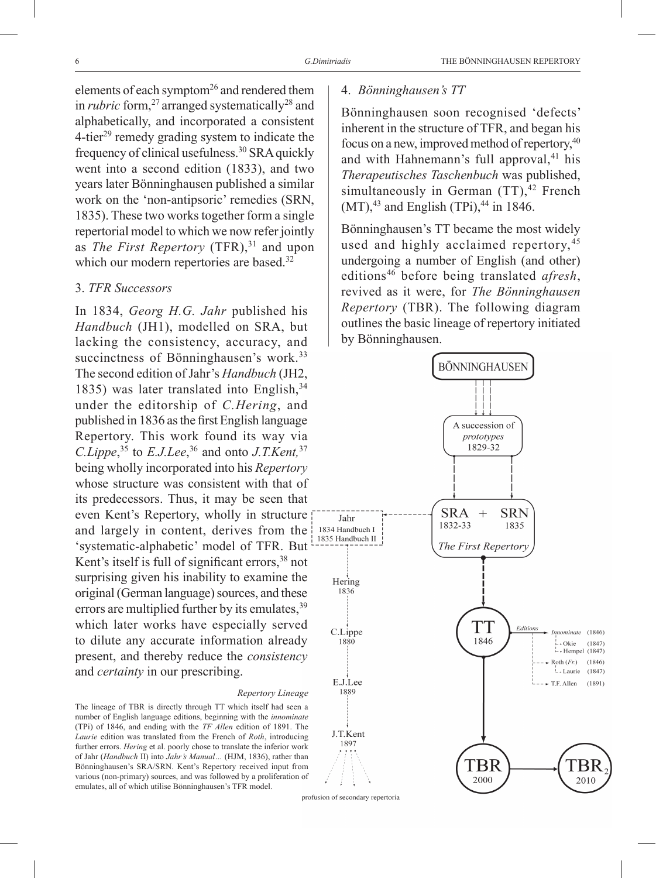elements of each symptom[26] and rendered them in *rubric* form,[27] arranged systematically[28] and alphabetically, and incorporated a consistent 4-tier[29] remedy grading system to indicate the frequency of clinical usefulness.[30] SRA quickly went into a second edition (1833), and two years later Bönninghausen published a similar work on the 'non-antipsoric' remedies (SRN, 1835). These two works together form a single repertorial model to which we now refer jointly as *The First Repertory* (TFR),[31] and upon which our modern repertories are based.[32]

### 3. *TFR Successors*

In 1834, *Georg H.G. Jahr* published his *Handbuch* (JH1), modelled on SRA, but lacking the consistency, accuracy, and succinctness of Bönninghausen's work.[33] The second edition of Jahr's *Handbuch* (JH2, 1835) was later translated into English,[34] under the editorship of *C.Hering*, and published in 1836 as the first English language Repertory. This work found its way via *C.Lippe*,[35] to *E.J.Lee*,[36] and onto *J.T.Kent,*[37] being wholly incorporated into his *Repertory* whose structure was consistent with that of its predecessors. Thus, it may be seen that even Kent's Repertory, wholly in structure and largely in content, derives from the 'systematic-alphabetic' model of TFR. But Kent's itself is full of significant errors,[38] not surprising given his inability to examine the original (German language) sources, and these errors are multiplied further by its emulates,[39] which later works have especially served to dilute any accurate information already present, and thereby reduce the *consistency* and *certainty* in our prescribing.

*Repertory Lineage*

The lineage of TBR is directly through TT which itself had seen a number of English language editions, beginning with the *innominate* (TPi) of 1846, and ending with the *TF Allen* edition of 1891. The *Laurie* edition was translated from the French of *Roth*, introducing further errors. *Hering* et al. poorly chose to translate the inferior work of Jahr (*Handbuch* II) into *Jahr's Manual…* (HJM, 1836), rather than Bönninghausen's SRA/SRN. Kent's Repertory received input from various (non-primary) sources, and was followed by a proliferation of emulates, all of which utilise Bönninghausen's TFR model.

### 4. *Bönninghausen's TT*

Bönninghausen soon recognised 'defects' inherent in the structure of TFR, and began his focus on a new, improved method of repertory,[40] and with Hahnemann's full approval,[41] his *Therapeutisches Taschenbuch* was published, simultaneously in German (TT),[42] French (MT),[43] and English (TPi),[44] in 1846.

Bönninghausen's TT became the most widely used and highly acclaimed repertory,[45] undergoing a number of English (and other) editions[46] before being translated *afresh*, revived as it were, for *The Bönninghausen Repertory* (TBR). The following diagram outlines the basic lineage of repertory initiated by Bönninghausen.

BÖNNINGHAUSEN

A succession of *prototypes* 1829-32

SRA 1832-33 + SRN 1835 — *The First Repertory*

Jahr: 1834 Handbuch I, 1835 Handbuch II

Hering 1836

C.Lippe 1880

E.J.Lee 1889

J.T.Kent 1897

profusion of secondary repertoria

TT 1846

*Editions*: *Innominate* (1846); Okie (1847); Hempel (1847); Roth (*Fr.*) (1846); Laurie (1847); T.F. Allen (1891)

TBR 2000 → TBR$_2$ 2010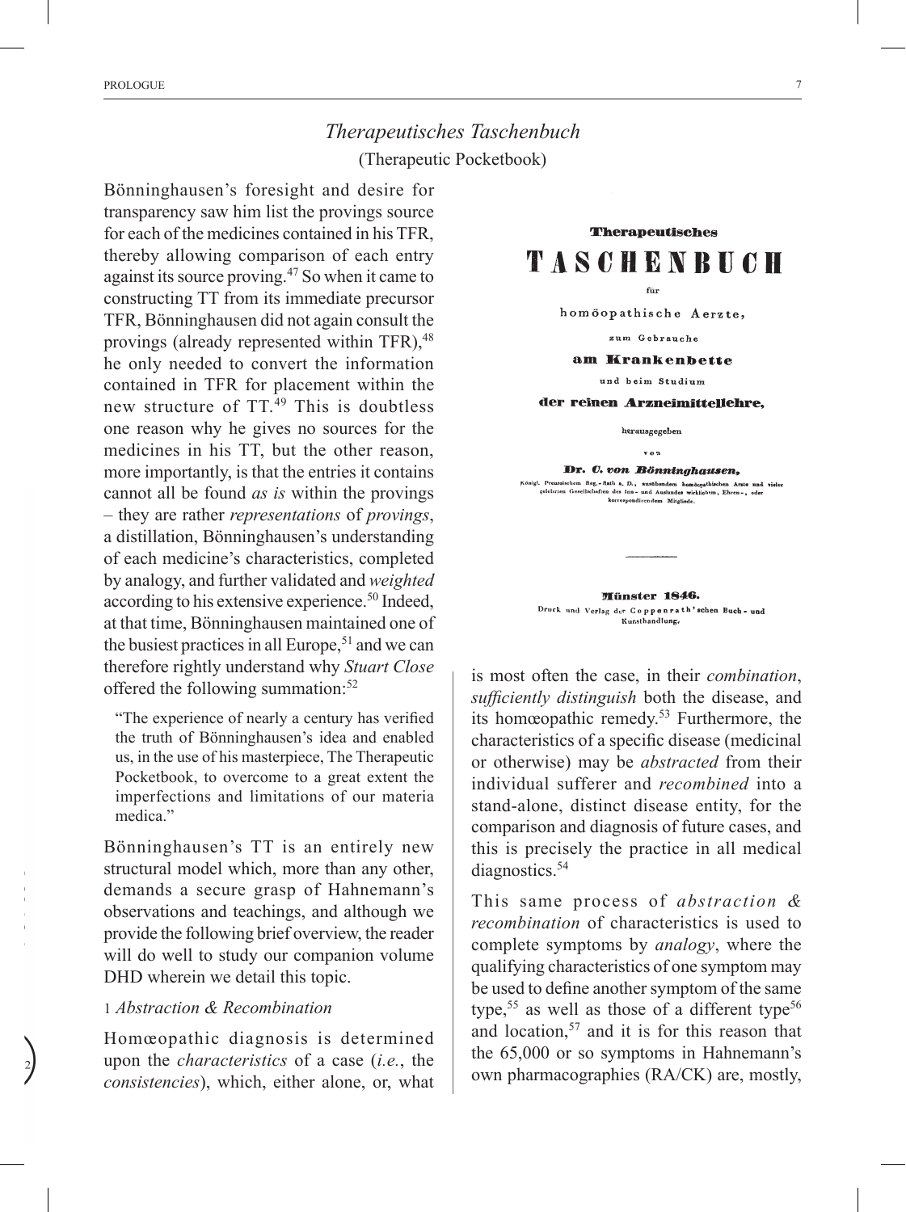## *Therapeutisches Taschenbuch*
(Therapeutic Pocketbook)

Bönninghausen's foresight and desire for transparency saw him list the provings source for each of the medicines contained in his TFR, thereby allowing comparison of each entry against its source proving.[47] So when it came to constructing TT from its immediate precursor TFR, Bönninghausen did not again consult the provings (already represented within TFR),[48] he only needed to convert the information contained in TFR for placement within the new structure of TT.[49] This is doubtless one reason why he gives no sources for the medicines in his TT, but the other reason, more importantly, is that the entries it contains cannot all be found *as is* within the provings – they are rather *representations* of *provings*, a distillation, Bönninghausen's understanding of each medicine's characteristics, completed by analogy, and further validated and *weighted* according to his extensive experience.[50] Indeed, at that time, Bönninghausen maintained one of the busiest practices in all Europe,[51] and we can therefore rightly understand why *Stuart Close* offered the following summation:[52]

> "The experience of nearly a century has verified the truth of Bönninghausen's idea and enabled us, in the use of his masterpiece, The Therapeutic Pocketbook, to overcome to a great extent the imperfections and limitations of our materia medica."

Bönninghausen's TT is an entirely new structural model which, more than any other, demands a secure grasp of Hahnemann's observations and teachings, and although we provide the following brief overview, the reader will do well to study our companion volume DHD wherein we detail this topic.

Therapeutisches
TASCHENBUCH
für
homöopathische Aerzte,
zum Gebrauche
am Krankenbette
und beim Studium
der reinen Arzneimittellehre,
herausgegeben
von
Dr. C. von Bönninghausen,
Königl. Preussischem Reg.-Rath a. D., ausübendem homöopathischen Arzte und vieler gelehrten Gesellschaften des In- und Auslandes wirklichem, Ehren-, oder korrespondirendem Mitgliede.

Münster 1846.
Druck und Verlag der Coppenrath'schen Buch- und Kunsthandlung.

### 1 *Abstraction & Recombination*

Homœopathic diagnosis is determined upon the *characteristics* of a case (*i.e.*, the *consistencies*), which, either alone, or, what is most often the case, in their *combination*, *sufficiently distinguish* both the disease, and its homœopathic remedy.[53] Furthermore, the characteristics of a specific disease (medicinal or otherwise) may be *abstracted* from their individual sufferer and *recombined* into a stand-alone, distinct disease entity, for the comparison and diagnosis of future cases, and this is precisely the practice in all medical diagnostics.[54]

This same process of *abstraction & recombination* of characteristics is used to complete symptoms by *analogy*, where the qualifying characteristics of one symptom may be used to define another symptom of the same type,[55] as well as those of a different type[56] and location,[57] and it is for this reason that the 65,000 or so symptoms in Hahnemann's own pharmacographies (RA/CK) are, mostly,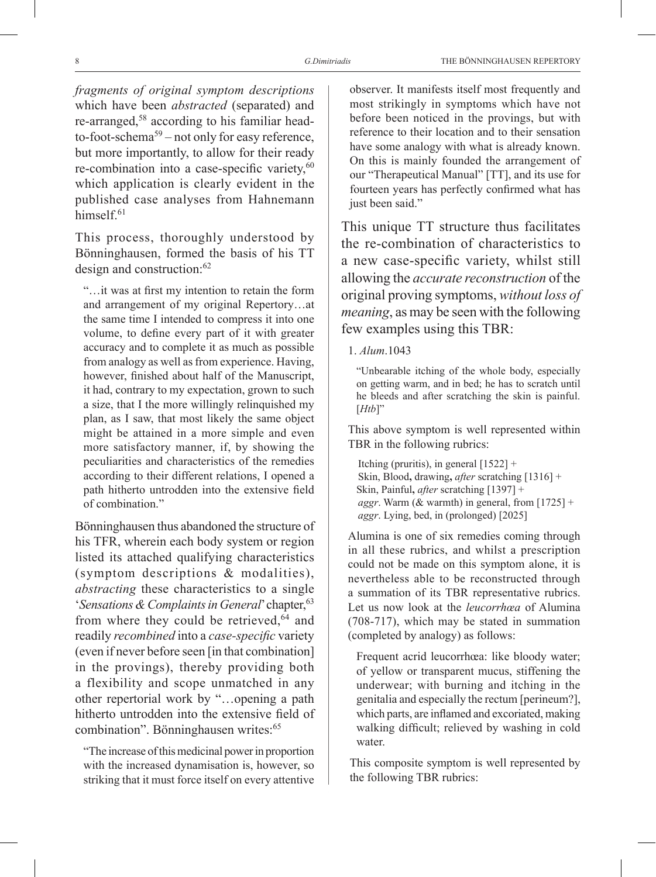*fragments of original symptom descriptions* which have been *abstracted* (separated) and re-arranged,[58] according to his familiar head-to-foot-schema[59] – not only for easy reference, but more importantly, to allow for their ready re-combination into a case-specific variety,[60] which application is clearly evident in the published case analyses from Hahnemann himself.[61]

This process, thoroughly understood by Bönninghausen, formed the basis of his TT design and construction:[62]

> "…it was at first my intention to retain the form and arrangement of my original Repertory…at the same time I intended to compress it into one volume, to define every part of it with greater accuracy and to complete it as much as possible from analogy as well as from experience. Having, however, finished about half of the Manuscript, it had, contrary to my expectation, grown to such a size, that I the more willingly relinquished my plan, as I saw, that most likely the same object might be attained in a more simple and even more satisfactory manner, if, by showing the peculiarities and characteristics of the remedies according to their different relations, I opened a path hitherto untrodden into the extensive field of combination."

Bönninghausen thus abandoned the structure of his TFR, wherein each body system or region listed its attached qualifying characteristics (symptom descriptions & modalities), *abstracting* these characteristics to a single '*Sensations & Complaints in General*' chapter,[63] from where they could be retrieved,[64] and readily *recombined* into a *case-specific* variety (even if never before seen [in that combination] in the provings), thereby providing both a flexibility and scope unmatched in any other repertorial work by "…opening a path hitherto untrodden into the extensive field of combination". Bönninghausen writes:[65]

> "The increase of this medicinal power in proportion with the increased dynamisation is, however, so striking that it must force itself on every attentive observer. It manifests itself most frequently and most strikingly in symptoms which have not before been noticed in the provings, but with reference to their location and to their sensation have some analogy with what is already known. On this is mainly founded the arrangement of our "Therapeutical Manual" [TT], and its use for fourteen years has perfectly confirmed what has just been said."

This unique TT structure thus facilitates the re-combination of characteristics to a new case-specific variety, whilst still allowing the *accurate reconstruction* of the original proving symptoms, *without loss of meaning*, as may be seen with the following few examples using this TBR:

1. *Alum*.1043

> "Unbearable itching of the whole body, especially on getting warm, and in bed; he has to scratch until he bleeds and after scratching the skin is painful. [*Htb*]"

This above symptom is well represented within TBR in the following rubrics:

> Itching (pruritis), in general [1522] +
> Skin, Blood**,** drawing**,** *after* scratching [1316] +
> Skin, Painful**,** *after* scratching [1397] +
> *aggr*. Warm (& warmth) in general, from [1725] +
> *aggr*. Lying, bed, in (prolonged) [2025]

Alumina is one of six remedies coming through in all these rubrics, and whilst a prescription could not be made on this symptom alone, it is nevertheless able to be reconstructed through a summation of its TBR representative rubrics. Let us now look at the *leucorrhœa* of Alumina (708-717), which may be stated in summation (completed by analogy) as follows:

> Frequent acrid leucorrhœa: like bloody water; of yellow or transparent mucus, stiffening the underwear; with burning and itching in the genitalia and especially the rectum [perineum?], which parts, are inflamed and excoriated, making walking difficult; relieved by washing in cold water.

This composite symptom is well represented by the following TBR rubrics: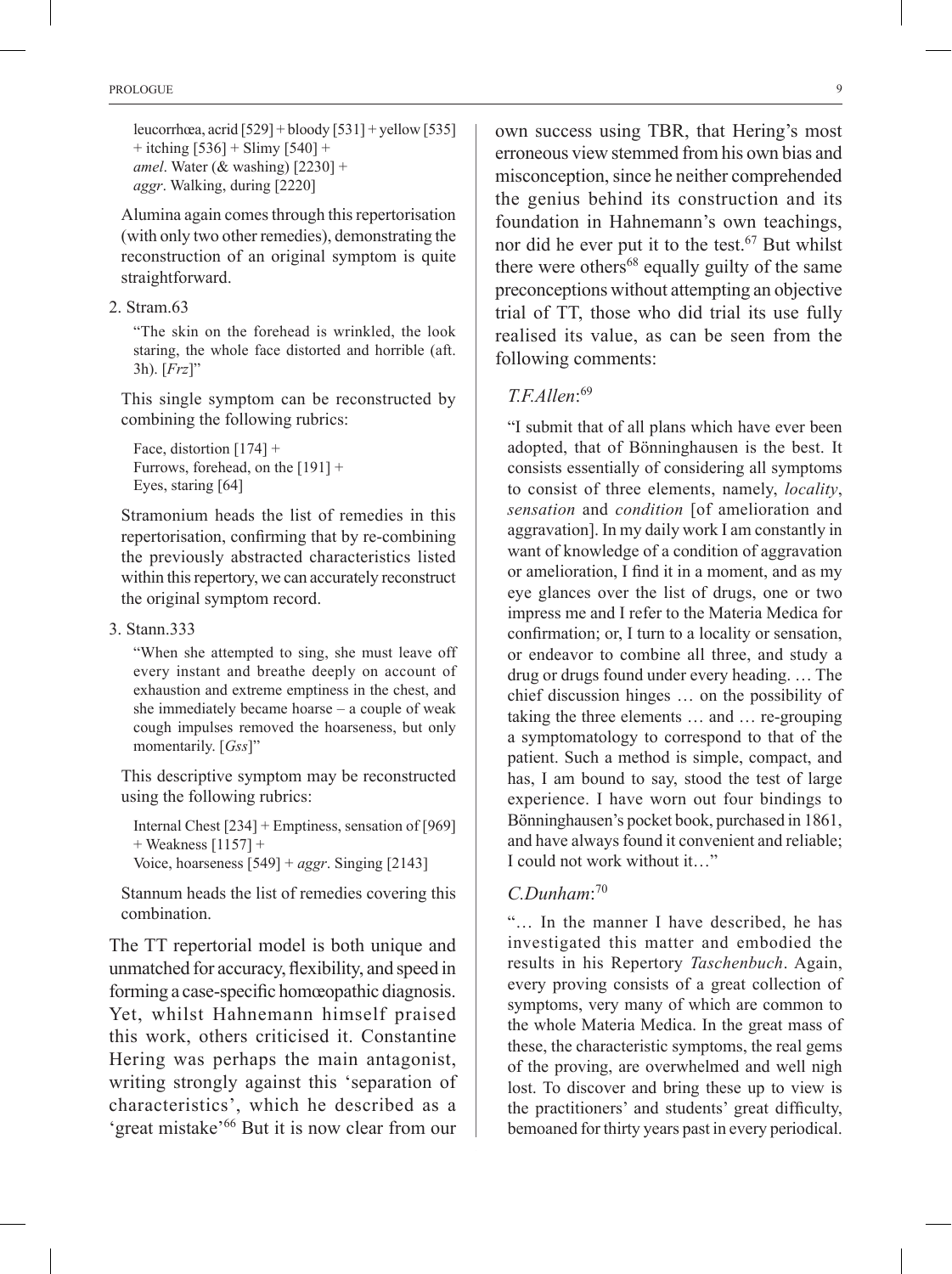leucorrhœa, acrid [529] + bloody [531] + yellow [535] + itching [536] + Slimy [540] +
*amel*. Water (& washing) [2230] +
*aggr*. Walking, during [2220]

Alumina again comes through this repertorisation (with only two other remedies), demonstrating the reconstruction of an original symptom is quite straightforward.

2. Stram.63

   "The skin on the forehead is wrinkled, the look staring, the whole face distorted and horrible (aft. 3h). [*Frz*]"

   This single symptom can be reconstructed by combining the following rubrics:

   Face, distortion [174] +
   Furrows, forehead, on the [191] +
   Eyes, staring [64]

   Stramonium heads the list of remedies in this repertorisation, confirming that by re-combining the previously abstracted characteristics listed within this repertory, we can accurately reconstruct the original symptom record.

3. Stann.333

   "When she attempted to sing, she must leave off every instant and breathe deeply on account of exhaustion and extreme emptiness in the chest, and she immediately became hoarse – a couple of weak cough impulses removed the hoarseness, but only momentarily. [*Gss*]"

   This descriptive symptom may be reconstructed using the following rubrics:

   Internal Chest [234] + Emptiness, sensation of [969] + Weakness [1157] +
   Voice, hoarseness [549] + *aggr*. Singing [2143]

   Stannum heads the list of remedies covering this combination.

The TT repertorial model is both unique and unmatched for accuracy, flexibility, and speed in forming a case-specific homœopathic diagnosis. Yet, whilst Hahnemann himself praised this work, others criticised it. Constantine Hering was perhaps the main antagonist, writing strongly against this 'separation of characteristics', which he described as a 'great mistake'[66] But it is now clear from our own success using TBR, that Hering's most erroneous view stemmed from his own bias and misconception, since he neither comprehended the genius behind its construction and its foundation in Hahnemann's own teachings, nor did he ever put it to the test.[67] But whilst there were others[68] equally guilty of the same preconceptions without attempting an objective trial of TT, those who did trial its use fully realised its value, as can be seen from the following comments:

*T.F.Allen*:[69]

"I submit that of all plans which have ever been adopted, that of Bönninghausen is the best. It consists essentially of considering all symptoms to consist of three elements, namely, *locality*, *sensation* and *condition* [of amelioration and aggravation]. In my daily work I am constantly in want of knowledge of a condition of aggravation or amelioration, I find it in a moment, and as my eye glances over the list of drugs, one or two impress me and I refer to the Materia Medica for confirmation; or, I turn to a locality or sensation, or endeavor to combine all three, and study a drug or drugs found under every heading. … The chief discussion hinges … on the possibility of taking the three elements … and … re-grouping a symptomatology to correspond to that of the patient. Such a method is simple, compact, and has, I am bound to say, stood the test of large experience. I have worn out four bindings to Bönninghausen's pocket book, purchased in 1861, and have always found it convenient and reliable; I could not work without it…"

*C.Dunham*:[70]

"… In the manner I have described, he has investigated this matter and embodied the results in his Repertory *Taschenbuch*. Again, every proving consists of a great collection of symptoms, very many of which are common to the whole Materia Medica. In the great mass of these, the characteristic symptoms, the real gems of the proving, are overwhelmed and well nigh lost. To discover and bring these up to view is the practitioners' and students' great difficulty, bemoaned for thirty years past in every periodical.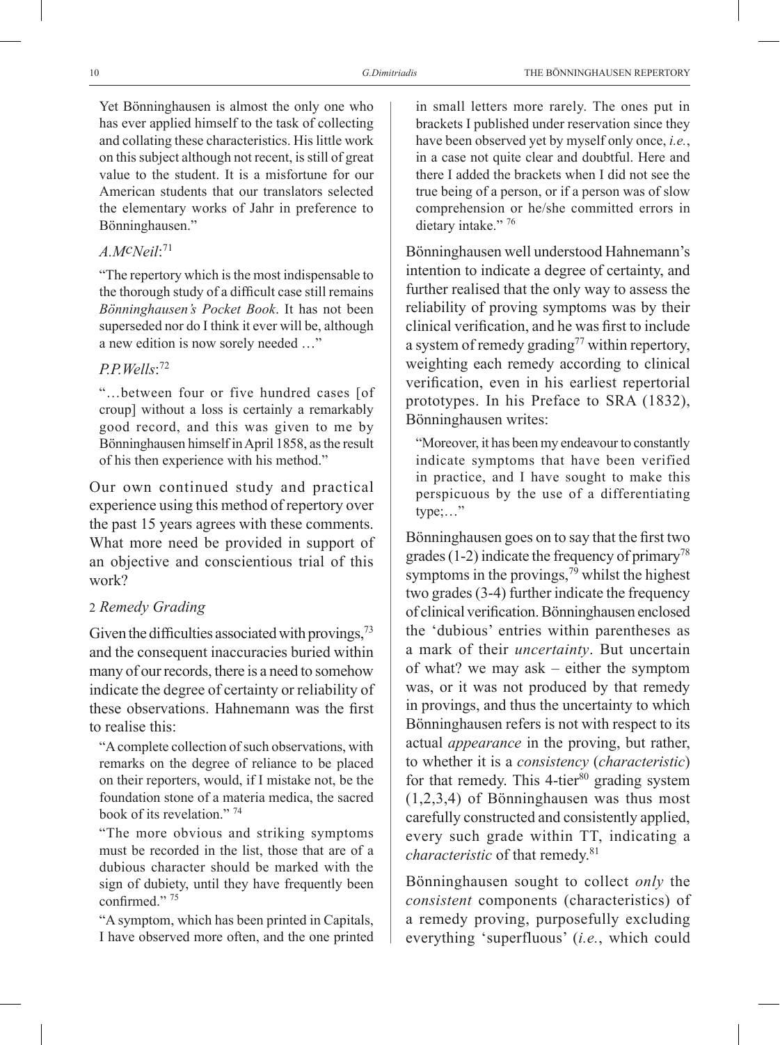Yet Bönninghausen is almost the only one who has ever applied himself to the task of collecting and collating these characteristics. His little work on this subject although not recent, is still of great value to the student. It is a misfortune for our American students that our translators selected the elementary works of Jahr in preference to Bönninghausen."

*A.McNeil*:[71]

"The repertory which is the most indispensable to the thorough study of a difficult case still remains *Bönninghausen's Pocket Book*. It has not been superseded nor do I think it ever will be, although a new edition is now sorely needed …"

*P.P.Wells*:[72]

"…between four or five hundred cases [of croup] without a loss is certainly a remarkably good record, and this was given to me by Bönninghausen himself in April 1858, as the result of his then experience with his method."

Our own continued study and practical experience using this method of repertory over the past 15 years agrees with these comments. What more need be provided in support of an objective and conscientious trial of this work?

### 2 *Remedy Grading*

Given the difficulties associated with provings,[73] and the consequent inaccuracies buried within many of our records, there is a need to somehow indicate the degree of certainty or reliability of these observations. Hahnemann was the first to realise this:

"A complete collection of such observations, with remarks on the degree of reliance to be placed on their reporters, would, if I mistake not, be the foundation stone of a materia medica, the sacred book of its revelation." [74]

"The more obvious and striking symptoms must be recorded in the list, those that are of a dubious character should be marked with the sign of dubiety, until they have frequently been confirmed." [75]

"A symptom, which has been printed in Capitals, I have observed more often, and the one printed in small letters more rarely. The ones put in brackets I published under reservation since they have been observed yet by myself only once, *i.e.*, in a case not quite clear and doubtful. Here and there I added the brackets when I did not see the true being of a person, or if a person was of slow comprehension or he/she committed errors in dietary intake." [76]

Bönninghausen well understood Hahnemann's intention to indicate a degree of certainty, and further realised that the only way to assess the reliability of proving symptoms was by their clinical verification, and he was first to include a system of remedy grading[77] within repertory, weighting each remedy according to clinical verification, even in his earliest repertorial prototypes. In his Preface to SRA (1832), Bönninghausen writes:

"Moreover, it has been my endeavour to constantly indicate symptoms that have been verified in practice, and I have sought to make this perspicuous by the use of a differentiating type;…"

Bönninghausen goes on to say that the first two grades (1-2) indicate the frequency of primary[78] symptoms in the provings,[79] whilst the highest two grades (3-4) further indicate the frequency of clinical verification. Bönninghausen enclosed the 'dubious' entries within parentheses as a mark of their *uncertainty*. But uncertain of what? we may ask – either the symptom was, or it was not produced by that remedy in provings, and thus the uncertainty to which Bönninghausen refers is not with respect to its actual *appearance* in the proving, but rather, to whether it is a *consistency* (*characteristic*) for that remedy. This 4-tier[80] grading system (1,2,3,4) of Bönninghausen was thus most carefully constructed and consistently applied, every such grade within TT, indicating a *characteristic* of that remedy.[81]

Bönninghausen sought to collect *only* the *consistent* components (characteristics) of a remedy proving, purposefully excluding everything 'superfluous' (*i.e.*, which could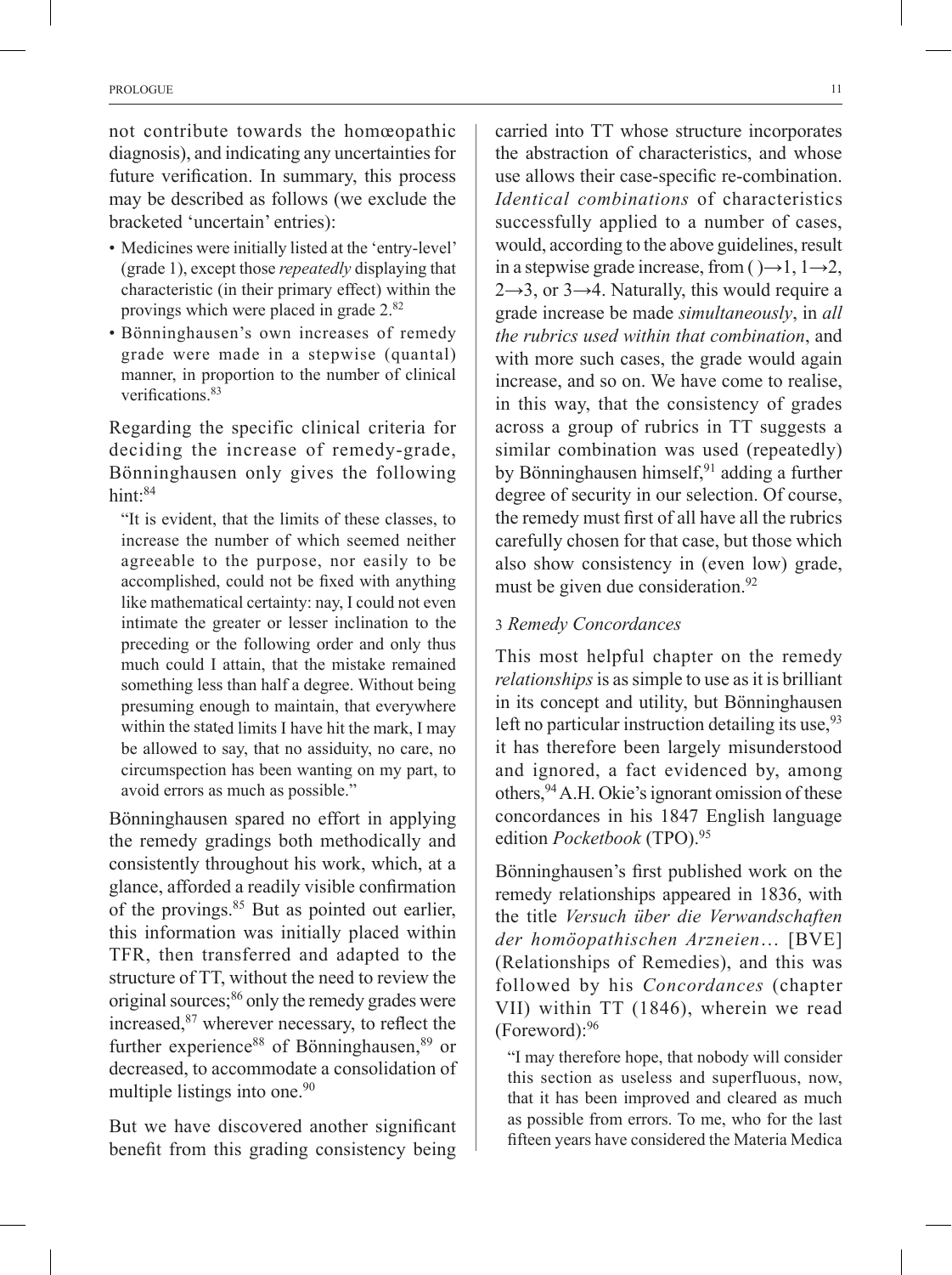not contribute towards the homœopathic diagnosis), and indicating any uncertainties for future verification. In summary, this process may be described as follows (we exclude the bracketed 'uncertain' entries):

- Medicines were initially listed at the 'entry-level' (grade 1), except those *repeatedly* displaying that characteristic (in their primary effect) within the provings which were placed in grade 2.[82]
- Bönninghausen's own increases of remedy grade were made in a stepwise (quantal) manner, in proportion to the number of clinical verifications.[83]

Regarding the specific clinical criteria for deciding the increase of remedy-grade, Bönninghausen only gives the following hint:[84]

> "It is evident, that the limits of these classes, to increase the number of which seemed neither agreeable to the purpose, nor easily to be accomplished, could not be fixed with anything like mathematical certainty: nay, I could not even intimate the greater or lesser inclination to the preceding or the following order and only thus much could I attain, that the mistake remained something less than half a degree. Without being presuming enough to maintain, that everywhere within the stated limits I have hit the mark, I may be allowed to say, that no assiduity, no care, no circumspection has been wanting on my part, to avoid errors as much as possible."

Bönninghausen spared no effort in applying the remedy gradings both methodically and consistently throughout his work, which, at a glance, afforded a readily visible confirmation of the provings.[85] But as pointed out earlier, this information was initially placed within TFR, then transferred and adapted to the structure of TT, without the need to review the original sources;[86] only the remedy grades were increased,[87] wherever necessary, to reflect the further experience[88] of Bönninghausen,[89] or decreased, to accommodate a consolidation of multiple listings into one.[90]

But we have discovered another significant benefit from this grading consistency being carried into TT whose structure incorporates the abstraction of characteristics, and whose use allows their case-specific re-combination. *Identical combinations* of characteristics successfully applied to a number of cases, would, according to the above guidelines, result in a stepwise grade increase, from ( )→1, 1→2, 2→3, or 3→4. Naturally, this would require a grade increase be made *simultaneously*, in *all the rubrics used within that combination*, and with more such cases, the grade would again increase, and so on. We have come to realise, in this way, that the consistency of grades across a group of rubrics in TT suggests a similar combination was used (repeatedly) by Bönninghausen himself,[91] adding a further degree of security in our selection. Of course, the remedy must first of all have all the rubrics carefully chosen for that case, but those which also show consistency in (even low) grade, must be given due consideration.[92]

### 3 *Remedy Concordances*

This most helpful chapter on the remedy *relationships* is as simple to use as it is brilliant in its concept and utility, but Bönninghausen left no particular instruction detailing its use,[93] it has therefore been largely misunderstood and ignored, a fact evidenced by, among others,[94] A.H. Okie's ignorant omission of these concordances in his 1847 English language edition *Pocketbook* (TPO).[95]

Bönninghausen's first published work on the remedy relationships appeared in 1836, with the title *Versuch über die Verwandschaften der homöopathischen Arzneien…* [BVE] (Relationships of Remedies), and this was followed by his *Concordances* (chapter VII) within TT (1846), wherein we read (Foreword):[96]

> "I may therefore hope, that nobody will consider this section as useless and superfluous, now, that it has been improved and cleared as much as possible from errors. To me, who for the last fifteen years have considered the Materia Medica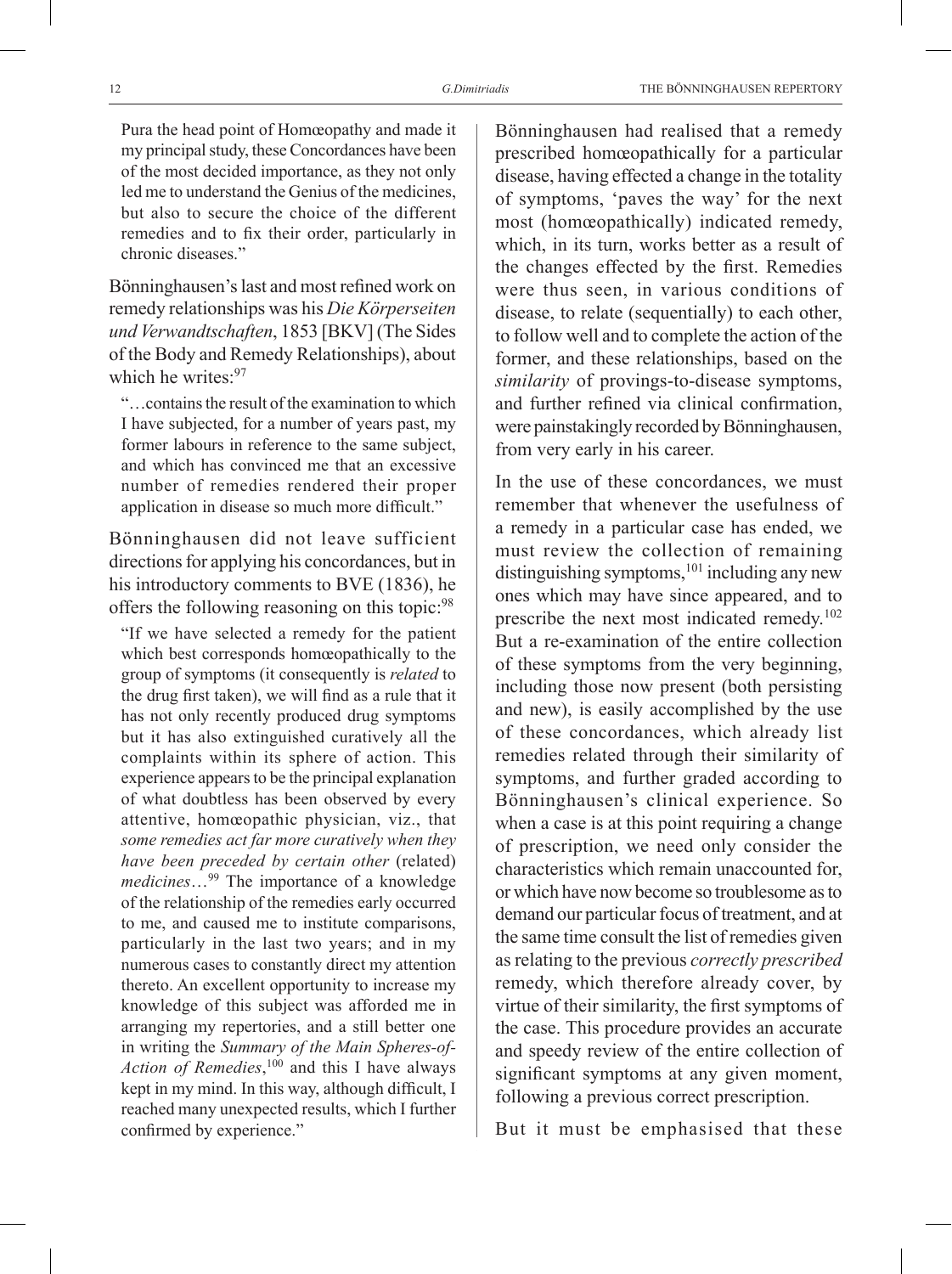> Pura the head point of Homœopathy and made it my principal study, these Concordances have been of the most decided importance, as they not only led me to understand the Genius of the medicines, but also to secure the choice of the different remedies and to fix their order, particularly in chronic diseases."

Bönninghausen's last and most refined work on remedy relationships was his *Die Körperseiten und Verwandtschaften*, 1853 [BKV] (The Sides of the Body and Remedy Relationships), about which he writes:[97]

> "…contains the result of the examination to which I have subjected, for a number of years past, my former labours in reference to the same subject, and which has convinced me that an excessive number of remedies rendered their proper application in disease so much more difficult."

Bönninghausen did not leave sufficient directions for applying his concordances, but in his introductory comments to BVE (1836), he offers the following reasoning on this topic:[98]

> "If we have selected a remedy for the patient which best corresponds homœopathically to the group of symptoms (it consequently is *related* to the drug first taken), we will find as a rule that it has not only recently produced drug symptoms but it has also extinguished curatively all the complaints within its sphere of action. This experience appears to be the principal explanation of what doubtless has been observed by every attentive, homœopathic physician, viz., that *some remedies act far more curatively when they have been preceded by certain other* (related) *medicines*…[99] The importance of a knowledge of the relationship of the remedies early occurred to me, and caused me to institute comparisons, particularly in the last two years; and in my numerous cases to constantly direct my attention thereto. An excellent opportunity to increase my knowledge of this subject was afforded me in arranging my repertories, and a still better one in writing the *Summary of the Main Spheres-of-Action of Remedies*,[100] and this I have always kept in my mind. In this way, although difficult, I reached many unexpected results, which I further confirmed by experience."

Bönninghausen had realised that a remedy prescribed homœopathically for a particular disease, having effected a change in the totality of symptoms, 'paves the way' for the next most (homœopathically) indicated remedy, which, in its turn, works better as a result of the changes effected by the first. Remedies were thus seen, in various conditions of disease, to relate (sequentially) to each other, to follow well and to complete the action of the former, and these relationships, based on the *similarity* of provings-to-disease symptoms, and further refined via clinical confirmation, were painstakingly recorded by Bönninghausen, from very early in his career.

In the use of these concordances, we must remember that whenever the usefulness of a remedy in a particular case has ended, we must review the collection of remaining distinguishing symptoms,[101] including any new ones which may have since appeared, and to prescribe the next most indicated remedy.[102] But a re-examination of the entire collection of these symptoms from the very beginning, including those now present (both persisting and new), is easily accomplished by the use of these concordances, which already list remedies related through their similarity of symptoms, and further graded according to Bönninghausen's clinical experience. So when a case is at this point requiring a change of prescription, we need only consider the characteristics which remain unaccounted for, or which have now become so troublesome as to demand our particular focus of treatment, and at the same time consult the list of remedies given as relating to the previous *correctly prescribed* remedy, which therefore already cover, by virtue of their similarity, the first symptoms of the case. This procedure provides an accurate and speedy review of the entire collection of significant symptoms at any given moment, following a previous correct prescription.

But it must be emphasised that these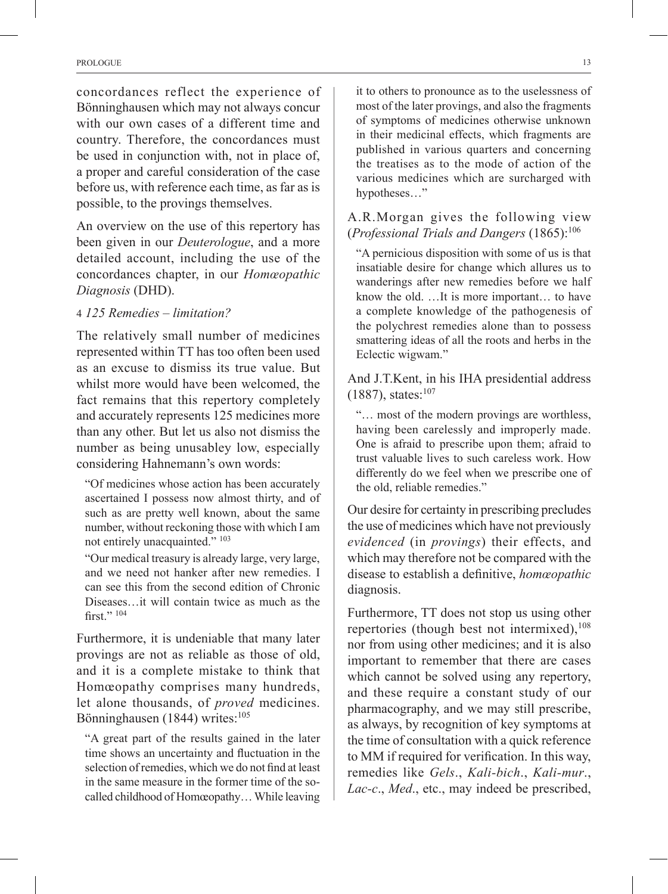concordances reflect the experience of Bönninghausen which may not always concur with our own cases of a different time and country. Therefore, the concordances must be used in conjunction with, not in place of, a proper and careful consideration of the case before us, with reference each time, as far as is possible, to the provings themselves.

An overview on the use of this repertory has been given in our *Deuterologue*, and a more detailed account, including the use of the concordances chapter, in our *Homœopathic Diagnosis* (DHD).

### 4 *125 Remedies – limitation?*

The relatively small number of medicines represented within TT has too often been used as an excuse to dismiss its true value. But whilst more would have been welcomed, the fact remains that this repertory completely and accurately represents 125 medicines more than any other. But let us also not dismiss the number as being unusabley low, especially considering Hahnemann's own words:

> "Of medicines whose action has been accurately ascertained I possess now almost thirty, and of such as are pretty well known, about the same number, without reckoning those with which I am not entirely unacquainted." [103]

> "Our medical treasury is already large, very large, and we need not hanker after new remedies. I can see this from the second edition of Chronic Diseases…it will contain twice as much as the first." [104]

Furthermore, it is undeniable that many later provings are not as reliable as those of old, and it is a complete mistake to think that Homœopathy comprises many hundreds, let alone thousands, of *proved* medicines. Bönninghausen (1844) writes:[105]

> "A great part of the results gained in the later time shows an uncertainty and fluctuation in the selection of remedies, which we do not find at least in the same measure in the former time of the so-called childhood of Homœopathy… While leaving it to others to pronounce as to the uselessness of most of the later provings, and also the fragments of symptoms of medicines otherwise unknown in their medicinal effects, which fragments are published in various quarters and concerning the treatises as to the mode of action of the various medicines which are surcharged with hypotheses…"

A.R.Morgan gives the following view (*Professional Trials and Dangers* (1865):[106]

> "A pernicious disposition with some of us is that insatiable desire for change which allures us to wanderings after new remedies before we half know the old. …It is more important… to have a complete knowledge of the pathogenesis of the polychrest remedies alone than to possess smattering ideas of all the roots and herbs in the Eclectic wigwam."

And J.T.Kent, in his IHA presidential address (1887), states:[107]

> "… most of the modern provings are worthless, having been carelessly and improperly made. One is afraid to prescribe upon them; afraid to trust valuable lives to such careless work. How differently do we feel when we prescribe one of the old, reliable remedies."

Our desire for certainty in prescribing precludes the use of medicines which have not previously *evidenced* (in *provings*) their effects, and which may therefore not be compared with the disease to establish a definitive, *homœopathic* diagnosis.

Furthermore, TT does not stop us using other repertories (though best not intermixed),[108] nor from using other medicines; and it is also important to remember that there are cases which cannot be solved using any repertory, and these require a constant study of our pharmacography, and we may still prescribe, as always, by recognition of key symptoms at the time of consultation with a quick reference to MM if required for verification. In this way, remedies like *Gels*., *Kali-bich*., *Kali-mur*., *Lac-c*., *Med*., etc., may indeed be prescribed,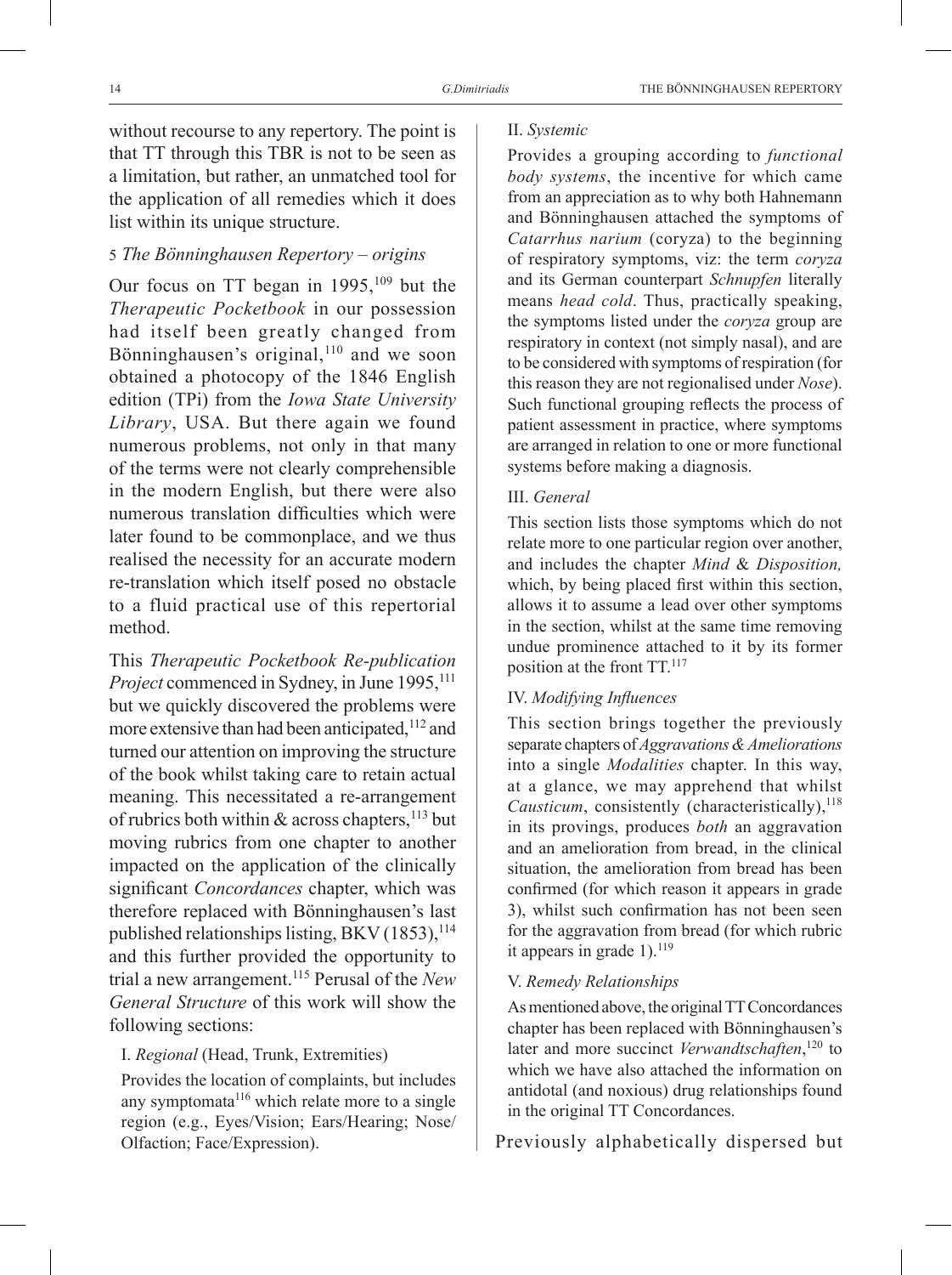without recourse to any repertory. The point is that TT through this TBR is not to be seen as a limitation, but rather, an unmatched tool for the application of all remedies which it does list within its unique structure.

## 5 *The Bönninghausen Repertory – origins*

Our focus on TT began in 1995,[109] but the *Therapeutic Pocketbook* in our possession had itself been greatly changed from Bönninghausen's original,[110] and we soon obtained a photocopy of the 1846 English edition (TPi) from the *Iowa State University Library*, USA. But there again we found numerous problems, not only in that many of the terms were not clearly comprehensible in the modern English, but there were also numerous translation difficulties which were later found to be commonplace, and we thus realised the necessity for an accurate modern re-translation which itself posed no obstacle to a fluid practical use of this repertorial method.

This *Therapeutic Pocketbook Re-publication Project* commenced in Sydney, in June 1995,[111] but we quickly discovered the problems were more extensive than had been anticipated,[112] and turned our attention on improving the structure of the book whilst taking care to retain actual meaning. This necessitated a re-arrangement of rubrics both within & across chapters,[113] but moving rubrics from one chapter to another impacted on the application of the clinically significant *Concordances* chapter, which was therefore replaced with Bönninghausen's last published relationships listing, BKV (1853),[114] and this further provided the opportunity to trial a new arrangement.[115] Perusal of the *New General Structure* of this work will show the following sections:

I. *Regional* (Head, Trunk, Extremities)

Provides the location of complaints, but includes any symptomata[116] which relate more to a single region (e.g., Eyes/Vision; Ears/Hearing; Nose/Olfaction; Face/Expression).

II. *Systemic*

Provides a grouping according to *functional body systems*, the incentive for which came from an appreciation as to why both Hahnemann and Bönninghausen attached the symptoms of *Catarrhus narium* (coryza) to the beginning of respiratory symptoms, viz: the term *coryza* and its German counterpart *Schnupfen* literally means *head cold*. Thus, practically speaking, the symptoms listed under the *coryza* group are respiratory in context (not simply nasal), and are to be considered with symptoms of respiration (for this reason they are not regionalised under *Nose*). Such functional grouping reflects the process of patient assessment in practice, where symptoms are arranged in relation to one or more functional systems before making a diagnosis.

III. *General*

This section lists those symptoms which do not relate more to one particular region over another, and includes the chapter *Mind* & *Disposition,* which, by being placed first within this section, allows it to assume a lead over other symptoms in the section, whilst at the same time removing undue prominence attached to it by its former position at the front TT.[117]

IV. *Modifying Influences*

This section brings together the previously separate chapters of *Aggravations & Ameliorations* into a single *Modalities* chapter. In this way, at a glance, we may apprehend that whilst *Causticum*, consistently (characteristically),[118] in its provings, produces *both* an aggravation and an amelioration from bread, in the clinical situation, the amelioration from bread has been confirmed (for which reason it appears in grade 3), whilst such confirmation has not been seen for the aggravation from bread (for which rubric it appears in grade 1).[119]

V. *Remedy Relationships*

As mentioned above, the original TT Concordances chapter has been replaced with Bönninghausen's later and more succinct *Verwandtschaften*,[120] to which we have also attached the information on antidotal (and noxious) drug relationships found in the original TT Concordances.

Previously alphabetically dispersed but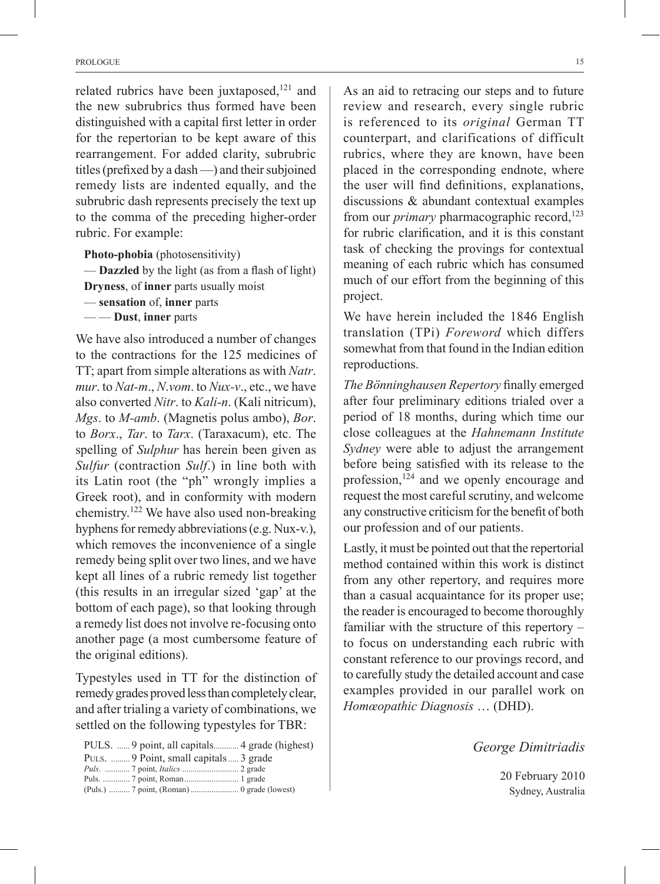related rubrics have been juxtaposed,[121] and the new subrubrics thus formed have been distinguished with a capital first letter in order for the repertorian to be kept aware of this rearrangement. For added clarity, subrubric titles (prefixed by a dash —) and their subjoined remedy lists are indented equally, and the subrubric dash represents precisely the text up to the comma of the preceding higher-order rubric. For example:

**Photo-phobia** (photosensitivity)
— **Dazzled** by the light (as from a flash of light)
**Dryness**, of **inner** parts usually moist
— **sensation** of, **inner** parts
— — **Dust**, **inner** parts

We have also introduced a number of changes to the contractions for the 125 medicines of TT; apart from simple alterations as with *Natr. mur*. to *Nat-m*., *N.vom*. to *Nux-v*., etc., we have also converted *Nitr*. to *Kali-n*. (Kali nitricum), *Mgs*. to *M-amb*. (Magnetis polus ambo), *Bor*. to *Borx*., *Tar*. to *Tarx*. (Taraxacum), etc. The spelling of *Sulphur* has herein been given as *Sulfur* (contraction *Sulf*.) in line both with its Latin root (the "ph" wrongly implies a Greek root), and in conformity with modern chemistry.[122] We have also used non-breaking hyphens for remedy abbreviations (e.g. Nux-v.), which removes the inconvenience of a single remedy being split over two lines, and we have kept all lines of a rubric remedy list together (this results in an irregular sized 'gap' at the bottom of each page), so that looking through a remedy list does not involve re-focusing onto another page (a most cumbersome feature of the original editions).

Typestyles used in TT for the distinction of remedy grades proved less than completely clear, and after trialing a variety of combinations, we settled on the following typestyles for TBR:

| | | |
|---|---|---|
| PULS. | 9 point, all capitals | 4 grade (highest) |
| PULS. | 9 Point, small capitals | 3 grade |
| *Puls*. | 7 point, *Italics* | 2 grade |
| Puls. | 7 point, Roman | 1 grade |
| (Puls.) | 7 point, (Roman) | 0 grade (lowest) |

As an aid to retracing our steps and to future review and research, every single rubric is referenced to its *original* German TT counterpart, and clarifications of difficult rubrics, where they are known, have been placed in the corresponding endnote, where the user will find definitions, explanations, discussions & abundant contextual examples from our *primary* pharmacographic record,[123] for rubric clarification, and it is this constant task of checking the provings for contextual meaning of each rubric which has consumed much of our effort from the beginning of this project.

We have herein included the 1846 English translation (TPi) *Foreword* which differs somewhat from that found in the Indian edition reproductions.

*The Bönninghausen Repertory* finally emerged after four preliminary editions trialed over a period of 18 months, during which time our close colleagues at the *Hahnemann Institute Sydney* were able to adjust the arrangement before being satisfied with its release to the profession,[124] and we openly encourage and request the most careful scrutiny, and welcome any constructive criticism for the benefit of both our profession and of our patients.

Lastly, it must be pointed out that the repertorial method contained within this work is distinct from any other repertory, and requires more than a casual acquaintance for its proper use; the reader is encouraged to become thoroughly familiar with the structure of this repertory – to focus on understanding each rubric with constant reference to our provings record, and to carefully study the detailed account and case examples provided in our parallel work on *Homœopathic Diagnosis* … (DHD).

*George Dimitriadis*

20 February 2010
Sydney, Australia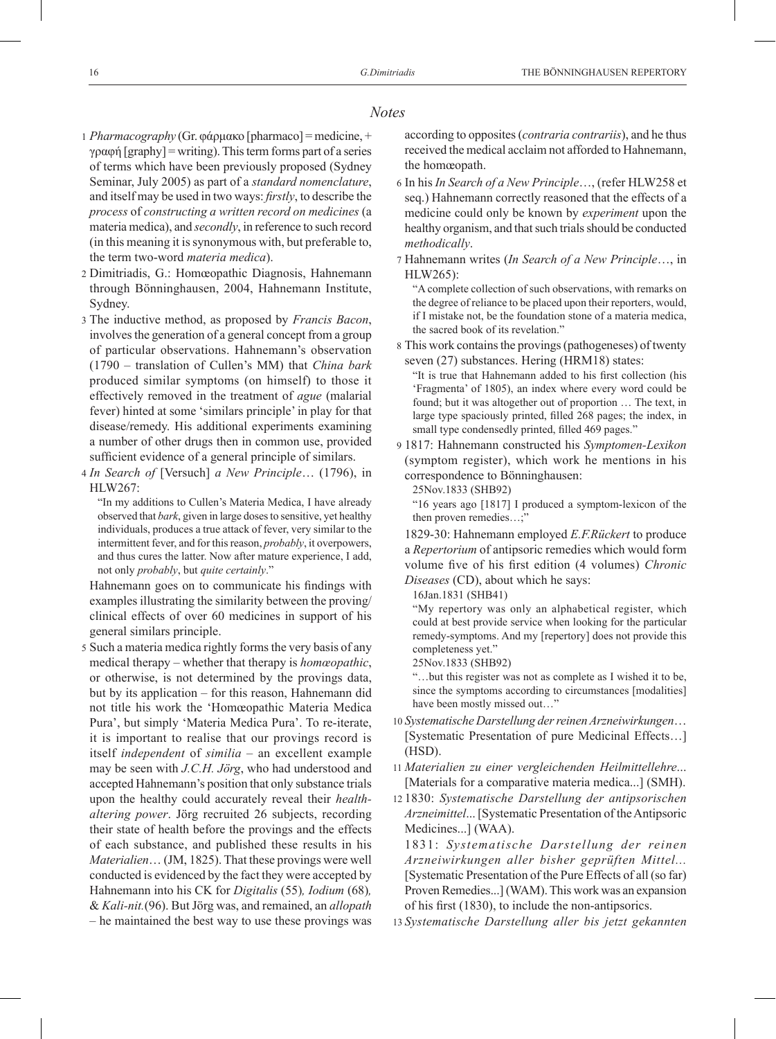## *Notes*

1 *Pharmacography* (Gr. φάρμακο [pharmaco] = medicine, + γραφή [graphy] = writing). This term forms part of a series of terms which have been previously proposed (Sydney Seminar, July 2005) as part of a *standard nomenclature*, and itself may be used in two ways: *firstly*, to describe the *process* of *constructing a written record on medicines* (a materia medica), and *secondly*, in reference to such record (in this meaning it is synonymous with, but preferable to, the term two-word *materia medica*).

2 Dimitriadis, G.: Homœopathic Diagnosis, Hahnemann through Bönninghausen, 2004, Hahnemann Institute, Sydney.

3 The inductive method, as proposed by *Francis Bacon*, involves the generation of a general concept from a group of particular observations. Hahnemann's observation (1790 – translation of Cullen's MM) that *China bark* produced similar symptoms (on himself) to those it effectively removed in the treatment of *ague* (malarial fever) hinted at some 'similars principle' in play for that disease/remedy. His additional experiments examining a number of other drugs then in common use, provided sufficient evidence of a general principle of similars.

4 *In Search of* [Versuch] *a New Principle*… (1796), in HLW267:

> "In my additions to Cullen's Materia Medica, I have already observed that *bark*, given in large doses to sensitive, yet healthy individuals, produces a true attack of fever, very similar to the intermittent fever, and for this reason, *probably*, it overpowers, and thus cures the latter. Now after mature experience, I add, not only *probably*, but *quite certainly*."

Hahnemann goes on to communicate his findings with examples illustrating the similarity between the proving/ clinical effects of over 60 medicines in support of his general similars principle.

5 Such a materia medica rightly forms the very basis of any medical therapy – whether that therapy is *homœopathic*, or otherwise, is not determined by the provings data, but by its application – for this reason, Hahnemann did not title his work the 'Homœopathic Materia Medica Pura', but simply 'Materia Medica Pura'. To re-iterate, it is important to realise that our provings record is itself *independent* of *similia* – an excellent example may be seen with *J.C.H. Jörg*, who had understood and accepted Hahnemann's position that only substance trials upon the healthy could accurately reveal their *health-altering power*. Jörg recruited 26 subjects, recording their state of health before the provings and the effects of each substance, and published these results in his *Materialien*… (JM, 1825). That these provings were well conducted is evidenced by the fact they were accepted by Hahnemann into his CK for *Digitalis* (55)*, Iodium* (68)*,* & *Kali-nit.*(96). But Jörg was, and remained, an *allopath* – he maintained the best way to use these provings was according to opposites (*contraria contrariis*), and he thus received the medical acclaim not afforded to Hahnemann, the homœopath.

6 In his *In Search of a New Principle*…, (refer HLW258 et seq.) Hahnemann correctly reasoned that the effects of a medicine could only be known by *experiment* upon the healthy organism, and that such trials should be conducted *methodically*.

7 Hahnemann writes (*In Search of a New Principle*…, in HLW265):

> "A complete collection of such observations, with remarks on the degree of reliance to be placed upon their reporters, would, if I mistake not, be the foundation stone of a materia medica, the sacred book of its revelation."

8 This work contains the provings (pathogeneses) of twenty seven (27) substances. Hering (HRM18) states:

> "It is true that Hahnemann added to his first collection (his 'Fragmenta' of 1805), an index where every word could be found; but it was altogether out of proportion … The text, in large type spaciously printed, filled 268 pages; the index, in small type condensedly printed, filled 469 pages."

9 1817: Hahnemann constructed his *Symptomen-Lexikon* (symptom register), which work he mentions in his correspondence to Bönninghausen:

> 25Nov.1833 (SHB92)
>
> "16 years ago [1817] I produced a symptom-lexicon of the then proven remedies…;"

1829-30: Hahnemann employed *E.F.Rückert* to produce a *Repertorium* of antipsoric remedies which would form volume five of his first edition (4 volumes) *Chronic Diseases* (CD), about which he says:

> 16Jan.1831 (SHB41)
>
> "My repertory was only an alphabetical register, which could at best provide service when looking for the particular remedy-symptoms. And my [repertory] does not provide this completeness yet."
>
> 25Nov.1833 (SHB92)
>
> "…but this register was not as complete as I wished it to be, since the symptoms according to circumstances [modalities] have been mostly missed out…"

10 *Systematische Darstellung der reinen Arzneiwirkungen*… [Systematic Presentation of pure Medicinal Effects…] (HSD).

11 *Materialien zu einer vergleichenden Heilmittellehre*... [Materials for a comparative materia medica...] (SMH).

12 1830: *Systematische Darstellung der antipsorischen Arzneimittel*... [Systematic Presentation of the Antipsoric Medicines...] (WAA).

1831: *Systematische Darstellung der reinen Arzneiwirkungen aller bisher geprüften Mittel...* [Systematic Presentation of the Pure Effects of all (so far) Proven Remedies...] (WAM). This work was an expansion of his first (1830), to include the non-antipsorics.

13 *Systematische Darstellung aller bis jetzt gekannten*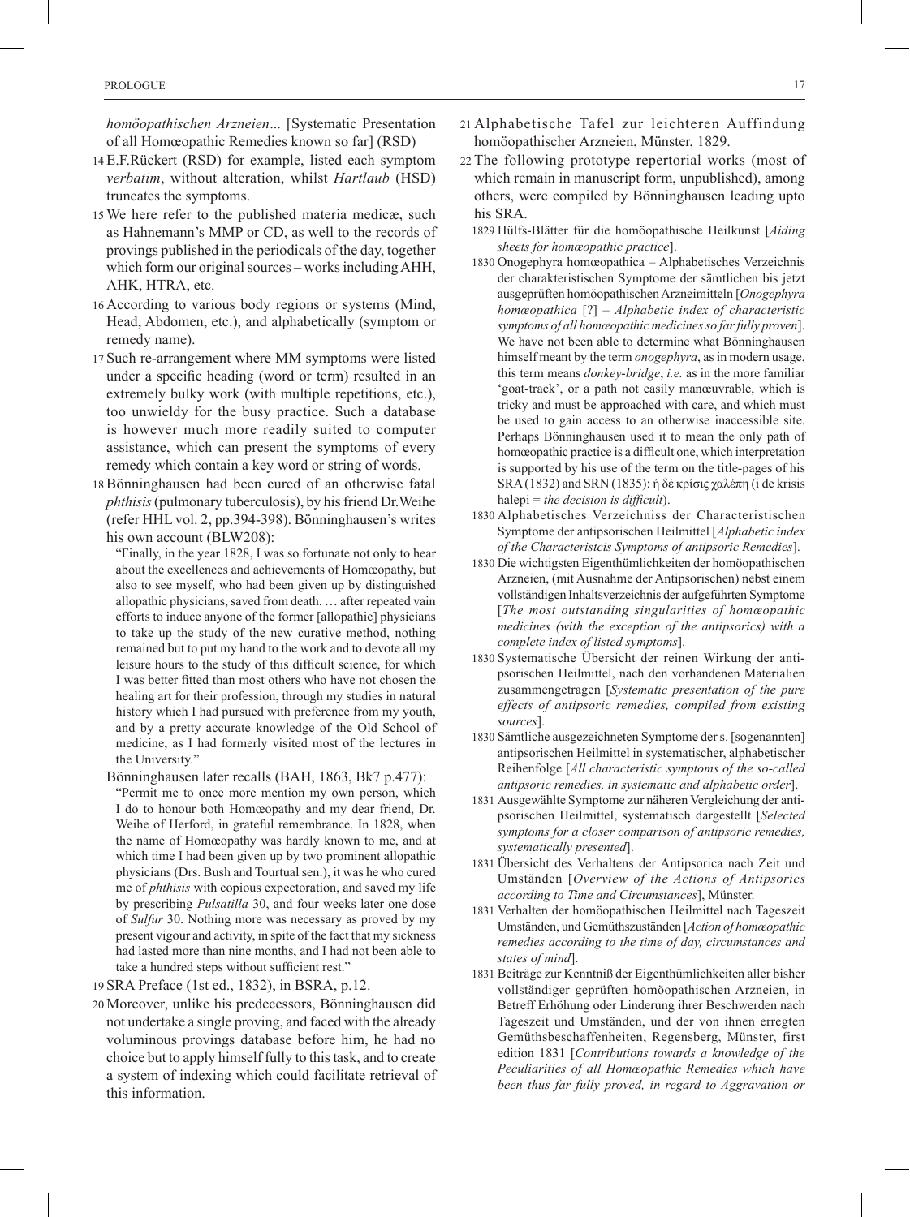*homöopathischen Arzneien...* [Systematic Presentation of all Homœopathic Remedies known so far] (RSD)

14 E.F.Rückert (RSD) for example, listed each symptom *verbatim*, without alteration, whilst *Hartlaub* (HSD) truncates the symptoms.

15 We here refer to the published materia medicæ, such as Hahnemann's MMP or CD, as well to the records of provings published in the periodicals of the day, together which form our original sources – works including AHH, AHK, HTRA, etc.

16 According to various body regions or systems (Mind, Head, Abdomen, etc.), and alphabetically (symptom or remedy name).

17 Such re-arrangement where MM symptoms were listed under a specific heading (word or term) resulted in an extremely bulky work (with multiple repetitions, etc.), too unwieldy for the busy practice. Such a database is however much more readily suited to computer assistance, which can present the symptoms of every remedy which contain a key word or string of words.

18 Bönninghausen had been cured of an otherwise fatal *phthisis* (pulmonary tuberculosis), by his friend Dr.Weihe (refer HHL vol. 2, pp.394-398). Bönninghausen's writes his own account (BLW208):

> "Finally, in the year 1828, I was so fortunate not only to hear about the excellences and achievements of Homœopathy, but also to see myself, who had been given up by distinguished allopathic physicians, saved from death. … after repeated vain efforts to induce anyone of the former [allopathic] physicians to take up the study of the new curative method, nothing remained but to put my hand to the work and to devote all my leisure hours to the study of this difficult science, for which I was better fitted than most others who have not chosen the healing art for their profession, through my studies in natural history which I had pursued with preference from my youth, and by a pretty accurate knowledge of the Old School of medicine, as I had formerly visited most of the lectures in the University."

Bönninghausen later recalls (BAH, 1863, Bk7 p.477):

> "Permit me to once more mention my own person, which I do to honour both Homœopathy and my dear friend, Dr. Weihe of Herford, in grateful remembrance. In 1828, when the name of Homœopathy was hardly known to me, and at which time I had been given up by two prominent allopathic physicians (Drs. Bush and Tourtual sen.), it was he who cured me of *phthisis* with copious expectoration, and saved my life by prescribing *Pulsatilla* 30, and four weeks later one dose of *Sulfur* 30. Nothing more was necessary as proved by my present vigour and activity, in spite of the fact that my sickness had lasted more than nine months, and I had not been able to take a hundred steps without sufficient rest."

19 SRA Preface (1st ed., 1832), in BSRA, p.12.

20 Moreover, unlike his predecessors, Bönninghausen did not undertake a single proving, and faced with the already voluminous provings database before him, he had no choice but to apply himself fully to this task, and to create a system of indexing which could facilitate retrieval of this information.

21 Alphabetische Tafel zur leichteren Auffindung homöopathischer Arzneien, Münster, 1829.

22 The following prototype repertorial works (most of which remain in manuscript form, unpublished), among others, were compiled by Bönninghausen leading upto his SRA.

1829 Hülfs-Blätter für die homöopathische Heilkunst [*Aiding sheets for homœopathic practice*].

1830 Onogephyra homœopathica – Alphabetisches Verzeichnis der charakteristischen Symptome der sämtlichen bis jetzt ausgeprüften homöopathischen Arzneimitteln [*Onogephyra homœopathica* [?] – *Alphabetic index of characteristic symptoms of all homœopathic medicines so far fully proven*]. We have not been able to determine what Bönninghausen himself meant by the term *onogephyra*, as in modern usage, this term means *donkey-bridge*, *i.e.* as in the more familiar 'goat-track', or a path not easily manœuvrable, which is tricky and must be approached with care, and which must be used to gain access to an otherwise inaccessible site. Perhaps Bönninghausen used it to mean the only path of homœopathic practice is a difficult one, which interpretation is supported by his use of the term on the title-pages of his SRA (1832) and SRN (1835): ἡ δέ κρίσις χαλέπη (i de krisis halepi = *the decision is difficult*).

1830 Alphabetisches Verzeichniss der Characteristischen Symptome der antipsorischen Heilmittel [*Alphabetic index of the Characteristcis Symptoms of antipsoric Remedies*].

1830 Die wichtigsten Eigenthümlichkeiten der homöopathischen Arzneien, (mit Ausnahme der Antipsorischen) nebst einem vollständigen Inhaltsverzeichnis der aufgeführten Symptome [*The most outstanding singularities of homœopathic medicines (with the exception of the antipsorics) with a complete index of listed symptoms*].

1830 Systematische Übersicht der reinen Wirkung der antipsorischen Heilmittel, nach den vorhandenen Materialien zusammengetragen [*Systematic presentation of the pure effects of antipsoric remedies, compiled from existing sources*].

1830 Sämtliche ausgezeichneten Symptome der s. [sogenannten] antipsorischen Heilmittel in systematischer, alphabetischer Reihenfolge [*All characteristic symptoms of the so-called antipsoric remedies, in systematic and alphabetic order*].

1831 Ausgewählte Symptome zur näheren Vergleichung der antipsorischen Heilmittel, systematisch dargestellt [*Selected symptoms for a closer comparison of antipsoric remedies, systematically presented*].

1831 Übersicht des Verhaltens der Antipsorica nach Zeit und Umständen [*Overview of the Actions of Antipsorics according to Time and Circumstances*], Münster.

1831 Verhalten der homöopathischen Heilmittel nach Tageszeit Umständen, und Gemüthszuständen [*Action of homœopathic remedies according to the time of day, circumstances and states of mind*].

1831 Beiträge zur Kenntniß der Eigenthümlichkeiten aller bisher vollständiger geprüften homöopathischen Arzneien, in Betreff Erhöhung oder Linderung ihrer Beschwerden nach Tageszeit und Umständen, und der von ihnen erregten Gemüthsbeschaffenheiten, Regensberg, Münster, first edition 1831 [*Contributions towards a knowledge of the Peculiarities of all Homœopathic Remedies which have been thus far fully proved, in regard to Aggravation or*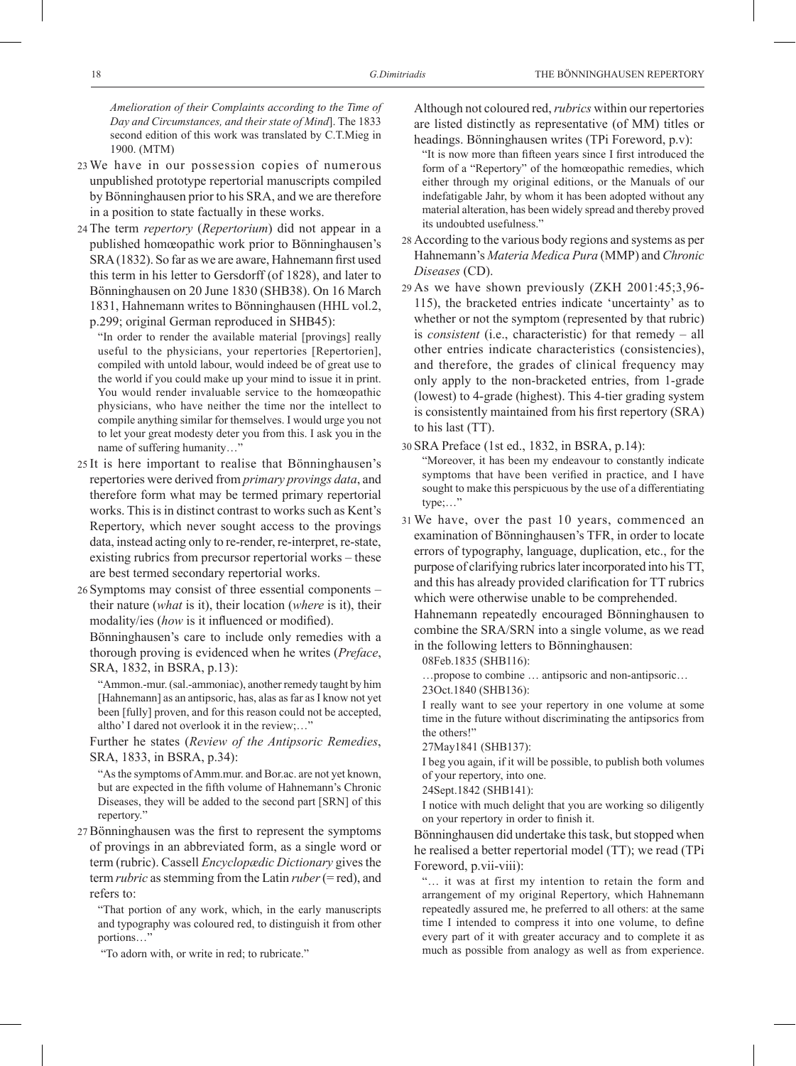*Amelioration of their Complaints according to the Time of Day and Circumstances, and their state of Mind*]. The 1833 second edition of this work was translated by C.T.Mieg in 1900. (MTM)

23 We have in our possession copies of numerous unpublished prototype repertorial manuscripts compiled by Bönninghausen prior to his SRA, and we are therefore in a position to state factually in these works.

24 The term *repertory* (*Repertorium*) did not appear in a published homœopathic work prior to Bönninghausen's SRA (1832). So far as we are aware, Hahnemann first used this term in his letter to Gersdorff (of 1828), and later to Bönninghausen on 20 June 1830 (SHB38). On 16 March 1831, Hahnemann writes to Bönninghausen (HHL vol.2, p.299; original German reproduced in SHB45):

> "In order to render the available material [provings] really useful to the physicians, your repertories [Repertorien], compiled with untold labour, would indeed be of great use to the world if you could make up your mind to issue it in print. You would render invaluable service to the homœopathic physicians, who have neither the time nor the intellect to compile anything similar for themselves. I would urge you not to let your great modesty deter you from this. I ask you in the name of suffering humanity…"

25 It is here important to realise that Bönninghausen's repertories were derived from *primary provings data*, and therefore form what may be termed primary repertorial works. This is in distinct contrast to works such as Kent's Repertory, which never sought access to the provings data, instead acting only to re-render, re-interpret, re-state, existing rubrics from precursor repertorial works – these are best termed secondary repertorial works.

26 Symptoms may consist of three essential components – their nature (*what* is it), their location (*where* is it), their modality/ies (*how* is it influenced or modified).

Bönninghausen's care to include only remedies with a thorough proving is evidenced when he writes (*Preface*, SRA, 1832, in BSRA, p.13):

> "Ammon.-mur. (sal.-ammoniac), another remedy taught by him [Hahnemann] as an antipsoric, has, alas as far as I know not yet been [fully] proven, and for this reason could not be accepted, altho' I dared not overlook it in the review;…"

Further he states (*Review of the Antipsoric Remedies*, SRA, 1833, in BSRA, p.34):

> "As the symptoms of Amm.mur. and Bor.ac. are not yet known, but are expected in the fifth volume of Hahnemann's Chronic Diseases, they will be added to the second part [SRN] of this repertory."

27 Bönninghausen was the first to represent the symptoms of provings in an abbreviated form, as a single word or term (rubric). Cassell *Encyclopædic Dictionary* gives the term *rubric* as stemming from the Latin *ruber* (= red), and refers to:

> "That portion of any work, which, in the early manuscripts and typography was coloured red, to distinguish it from other portions…"
>
> "To adorn with, or write in red; to rubricate."

Although not coloured red, *rubrics* within our repertories are listed distinctly as representative (of MM) titles or headings. Bönninghausen writes (TPi Foreword, p.v):

> "It is now more than fifteen years since I first introduced the form of a "Repertory" of the homœopathic remedies, which either through my original editions, or the Manuals of our indefatigable Jahr, by whom it has been adopted without any material alteration, has been widely spread and thereby proved its undoubted usefulness."

28 According to the various body regions and systems as per Hahnemann's *Materia Medica Pura* (MMP) and *Chronic Diseases* (CD).

29 As we have shown previously (ZKH 2001:45;3,96-115), the bracketed entries indicate 'uncertainty' as to whether or not the symptom (represented by that rubric) is *consistent* (i.e., characteristic) for that remedy – all other entries indicate characteristics (consistencies), and therefore, the grades of clinical frequency may only apply to the non-bracketed entries, from 1-grade (lowest) to 4-grade (highest). This 4-tier grading system is consistently maintained from his first repertory (SRA) to his last (TT).

30 SRA Preface (1st ed., 1832, in BSRA, p.14):

> "Moreover, it has been my endeavour to constantly indicate symptoms that have been verified in practice, and I have sought to make this perspicuous by the use of a differentiating type;…"

31 We have, over the past 10 years, commenced an examination of Bönninghausen's TFR, in order to locate errors of typography, language, duplication, etc., for the purpose of clarifying rubrics later incorporated into his TT, and this has already provided clarification for TT rubrics which were otherwise unable to be comprehended.

Hahnemann repeatedly encouraged Bönninghausen to combine the SRA/SRN into a single volume, as we read in the following letters to Bönninghausen:

> 08Feb.1835 (SHB116):
>
> …propose to combine … antipsoric and non-antipsoric…
>
> 23Oct.1840 (SHB136):
>
> I really want to see your repertory in one volume at some time in the future without discriminating the antipsorics from the others!"
>
> 27May1841 (SHB137):
>
> I beg you again, if it will be possible, to publish both volumes of your repertory, into one.
>
> 24Sept.1842 (SHB141):
>
> I notice with much delight that you are working so diligently on your repertory in order to finish it.

Bönninghausen did undertake this task, but stopped when he realised a better repertorial model (TT); we read (TPi Foreword, p.vii-viii):

> "… it was at first my intention to retain the form and arrangement of my original Repertory, which Hahnemann repeatedly assured me, he preferred to all others: at the same time I intended to compress it into one volume, to define every part of it with greater accuracy and to complete it as much as possible from analogy as well as from experience.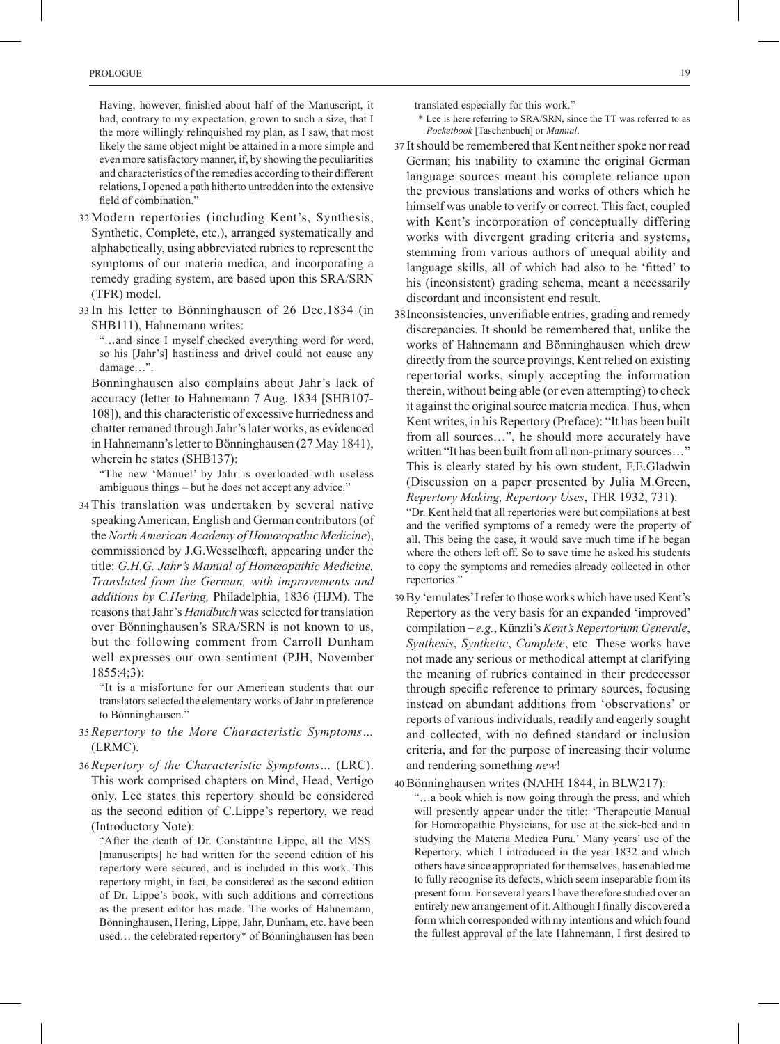Having, however, finished about half of the Manuscript, it had, contrary to my expectation, grown to such a size, that I the more willingly relinquished my plan, as I saw, that most likely the same object might be attained in a more simple and even more satisfactory manner, if, by showing the peculiarities and characteristics of the remedies according to their different relations, I opened a path hitherto untrodden into the extensive field of combination."

32 Modern repertories (including Kent's, Synthesis, Synthetic, Complete, etc.), arranged systematically and alphabetically, using abbreviated rubrics to represent the symptoms of our materia medica, and incorporating a remedy grading system, are based upon this SRA/SRN (TFR) model.

33 In his letter to Bönninghausen of 26 Dec.1834 (in SHB111), Hahnemann writes:

"…and since I myself checked everything word for word, so his [Jahr's] hastiiness and drivel could not cause any damage…".

Bönninghausen also complains about Jahr's lack of accuracy (letter to Hahnemann 7 Aug. 1834 [SHB107-108]), and this characteristic of excessive hurriedness and chatter remaned through Jahr's later works, as evidenced in Hahnemann's letter to Bönninghausen (27 May 1841), wherein he states (SHB137):

"The new 'Manuel' by Jahr is overloaded with useless ambiguous things – but he does not accept any advice."

34 This translation was undertaken by several native speaking American, English and German contributors (of the *North American Academy of Homœopathic Medicine*), commissioned by J.G.Wesselhœft, appearing under the title: *G.H.G. Jahr's Manual of Homœopathic Medicine, Translated from the German, with improvements and additions by C.Hering,* Philadelphia, 1836 (HJM). The reasons that Jahr's *Handbuch* was selected for translation over Bönninghausen's SRA/SRN is not known to us, but the following comment from Carroll Dunham well expresses our own sentiment (PJH, November 1855:4;3):

"It is a misfortune for our American students that our translators selected the elementary works of Jahr in preference to Bönninghausen."

35 *Repertory to the More Characteristic Symptoms…* (LRMC).

36 *Repertory of the Characteristic Symptoms…* (LRC). This work comprised chapters on Mind, Head, Vertigo only. Lee states this repertory should be considered as the second edition of C.Lippe's repertory, we read (Introductory Note):

"After the death of Dr. Constantine Lippe, all the MSS. [manuscripts] he had written for the second edition of his repertory were secured, and is included in this work. This repertory might, in fact, be considered as the second edition of Dr. Lippe's book, with such additions and corrections as the present editor has made. The works of Hahnemann, Bönninghausen, Hering, Lippe, Jahr, Dunham, etc. have been used… the celebrated repertory* of Bönninghausen has been translated especially for this work."

\* Lee is here referring to SRA/SRN, since the TT was referred to as *Pocketbook* [Taschenbuch] or *Manual*.

37 It should be remembered that Kent neither spoke nor read German; his inability to examine the original German language sources meant his complete reliance upon the previous translations and works of others which he himself was unable to verify or correct. This fact, coupled with Kent's incorporation of conceptually differing works with divergent grading criteria and systems, stemming from various authors of unequal ability and language skills, all of which had also to be 'fitted' to his (inconsistent) grading schema, meant a necessarily discordant and inconsistent end result.

38 Inconsistencies, unverifiable entries, grading and remedy discrepancies. It should be remembered that, unlike the works of Hahnemann and Bönninghausen which drew directly from the source provings, Kent relied on existing repertorial works, simply accepting the information therein, without being able (or even attempting) to check it against the original source materia medica. Thus, when Kent writes, in his Repertory (Preface): "It has been built from all sources…", he should more accurately have written "It has been built from all non-primary sources…" This is clearly stated by his own student, F.E.Gladwin (Discussion on a paper presented by Julia M.Green, *Repertory Making, Repertory Uses*, THR 1932, 731):

"Dr. Kent held that all repertories were but compilations at best and the verified symptoms of a remedy were the property of all. This being the case, it would save much time if he began where the others left off. So to save time he asked his students to copy the symptoms and remedies already collected in other repertories."

39 By 'emulates' I refer to those works which have used Kent's Repertory as the very basis for an expanded 'improved' compilation – *e.g.*, Künzli's *Kent's Repertorium Generale*, *Synthesis*, *Synthetic*, *Complete*, etc. These works have not made any serious or methodical attempt at clarifying the meaning of rubrics contained in their predecessor through specific reference to primary sources, focusing instead on abundant additions from 'observations' or reports of various individuals, readily and eagerly sought and collected, with no defined standard or inclusion criteria, and for the purpose of increasing their volume and rendering something *new*!

40 Bönninghausen writes (NAHH 1844, in BLW217):

"…a book which is now going through the press, and which will presently appear under the title: 'Therapeutic Manual for Homœopathic Physicians, for use at the sick-bed and in studying the Materia Medica Pura.' Many years' use of the Repertory, which I introduced in the year 1832 and which others have since appropriated for themselves, has enabled me to fully recognise its defects, which seem inseparable from its present form. For several years I have therefore studied over an entirely new arrangement of it. Although I finally discovered a form which corresponded with my intentions and which found the fullest approval of the late Hahnemann, I first desired to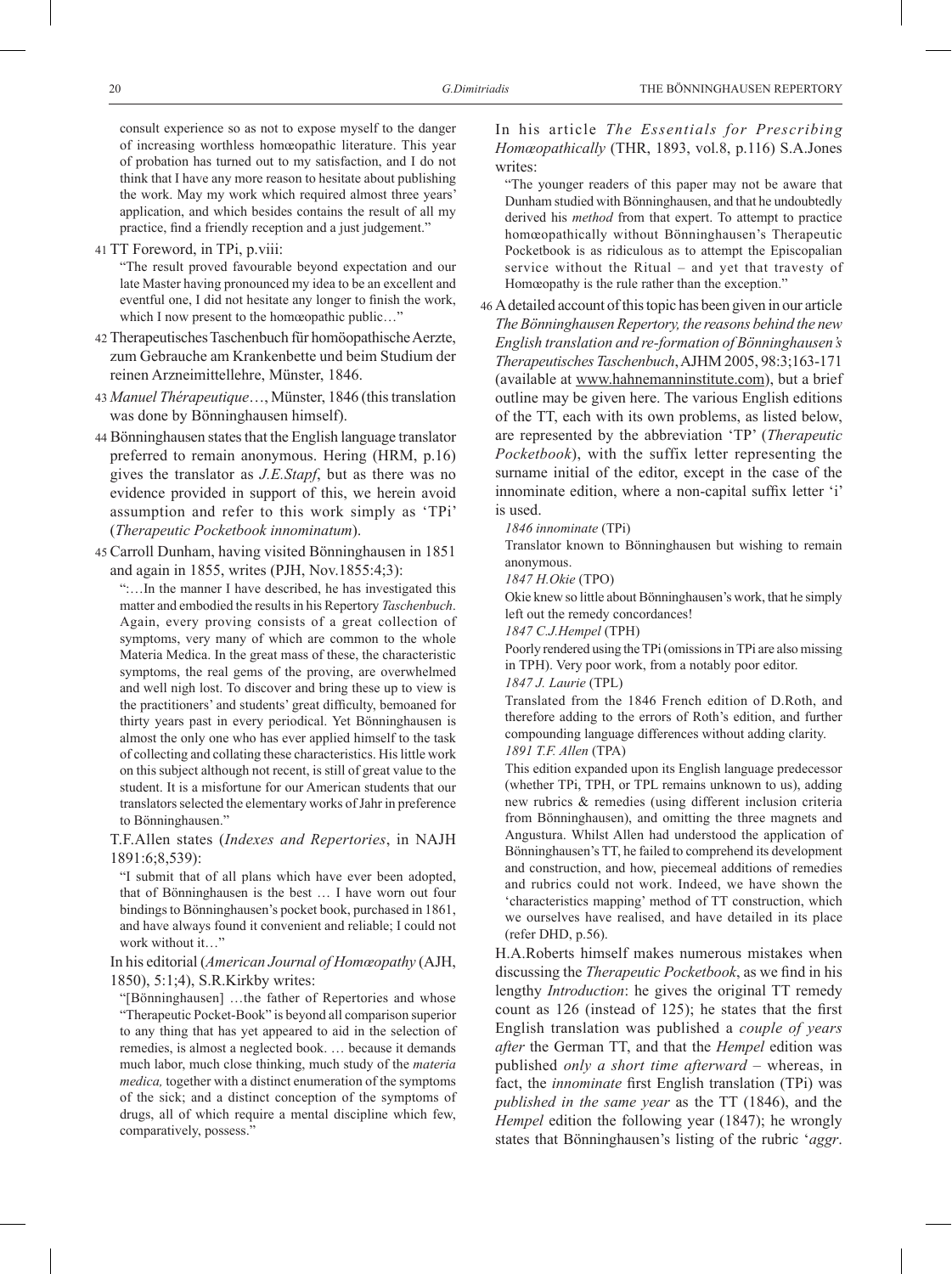consult experience so as not to expose myself to the danger of increasing worthless homœopathic literature. This year of probation has turned out to my satisfaction, and I do not think that I have any more reason to hesitate about publishing the work. May my work which required almost three years' application, and which besides contains the result of all my practice, find a friendly reception and a just judgement."

41 TT Foreword, in TPi, p.viii:

"The result proved favourable beyond expectation and our late Master having pronounced my idea to be an excellent and eventful one, I did not hesitate any longer to finish the work, which I now present to the homœopathic public…"

42 Therapeutisches Taschenbuch für homöopathische Aerzte, zum Gebrauche am Krankenbette und beim Studium der reinen Arzneimittellehre, Münster, 1846.

43 *Manuel Thérapeutique*…, Münster, 1846 (this translation was done by Bönninghausen himself).

44 Bönninghausen states that the English language translator preferred to remain anonymous. Hering (HRM, p.16) gives the translator as *J.E.Stapf*, but as there was no evidence provided in support of this, we herein avoid assumption and refer to this work simply as 'TPi' (*Therapeutic Pocketbook innominatum*).

45 Carroll Dunham, having visited Bönninghausen in 1851 and again in 1855, writes (PJH, Nov.1855:4;3):

":…In the manner I have described, he has investigated this matter and embodied the results in his Repertory *Taschenbuch*. Again, every proving consists of a great collection of symptoms, very many of which are common to the whole Materia Medica. In the great mass of these, the characteristic symptoms, the real gems of the proving, are overwhelmed and well nigh lost. To discover and bring these up to view is the practitioners' and students' great difficulty, bemoaned for thirty years past in every periodical. Yet Bönninghausen is almost the only one who has ever applied himself to the task of collecting and collating these characteristics. His little work on this subject although not recent, is still of great value to the student. It is a misfortune for our American students that our translators selected the elementary works of Jahr in preference to Bönninghausen."

T.F.Allen states (*Indexes and Repertories*, in NAJH 1891:6;8,539):

"I submit that of all plans which have ever been adopted, that of Bönninghausen is the best … I have worn out four bindings to Bönninghausen's pocket book, purchased in 1861, and have always found it convenient and reliable; I could not work without it…"

In his editorial (*American Journal of Homœopathy* (AJH, 1850), 5:1;4), S.R.Kirkby writes:

"[Bönninghausen] …the father of Repertories and whose "Therapeutic Pocket-Book" is beyond all comparison superior to any thing that has yet appeared to aid in the selection of remedies, is almost a neglected book. … because it demands much labor, much close thinking, much study of the *materia medica,* together with a distinct enumeration of the symptoms of the sick; and a distinct conception of the symptoms of drugs, all of which require a mental discipline which few, comparatively, possess."

In his article *The Essentials for Prescribing Homœopathically* (THR, 1893, vol.8, p.116) S.A.Jones writes:

"The younger readers of this paper may not be aware that Dunham studied with Bönninghausen, and that he undoubtedly derived his *method* from that expert. To attempt to practice homœopathically without Bönninghausen's Therapeutic Pocketbook is as ridiculous as to attempt the Episcopalian service without the Ritual – and yet that travesty of Homœopathy is the rule rather than the exception."

46 A detailed account of this topic has been given in our article *The Bönninghausen Repertory, the reasons behind the new English translation and re-formation of Bönninghausen's Therapeutisches Taschenbuch*, AJHM 2005, 98:3;163-171 (available at www.hahnemanninstitute.com), but a brief outline may be given here. The various English editions of the TT, each with its own problems, as listed below, are represented by the abbreviation 'TP' (*Therapeutic Pocketbook*), with the suffix letter representing the surname initial of the editor, except in the case of the innominate edition, where a non-capital suffix letter 'i' is used.

*1846 innominate* (TPi)

Translator known to Bönninghausen but wishing to remain anonymous.

*1847 H.Okie* (TPO)

Okie knew so little about Bönninghausen's work, that he simply left out the remedy concordances!

*1847 C.J.Hempel* (TPH)

Poorly rendered using the TPi (omissions in TPi are also missing in TPH). Very poor work, from a notably poor editor.

*1847 J. Laurie* (TPL)

Translated from the 1846 French edition of D.Roth, and therefore adding to the errors of Roth's edition, and further compounding language differences without adding clarity.

*1891 T.F. Allen* (TPA)

This edition expanded upon its English language predecessor (whether TPi, TPH, or TPL remains unknown to us), adding new rubrics & remedies (using different inclusion criteria from Bönninghausen), and omitting the three magnets and Angustura. Whilst Allen had understood the application of Bönninghausen's TT, he failed to comprehend its development and construction, and how, piecemeal additions of remedies and rubrics could not work. Indeed, we have shown the 'characteristics mapping' method of TT construction, which we ourselves have realised, and have detailed in its place (refer DHD, p.56).

H.A.Roberts himself makes numerous mistakes when discussing the *Therapeutic Pocketbook*, as we find in his lengthy *Introduction*: he gives the original TT remedy count as 126 (instead of 125); he states that the first English translation was published a *couple of years after* the German TT, and that the *Hempel* edition was published *only a short time afterward* – whereas, in fact, the *innominate* first English translation (TPi) was *published in the same year* as the TT (1846), and the *Hempel* edition the following year (1847); he wrongly states that Bönninghausen's listing of the rubric '*aggr*.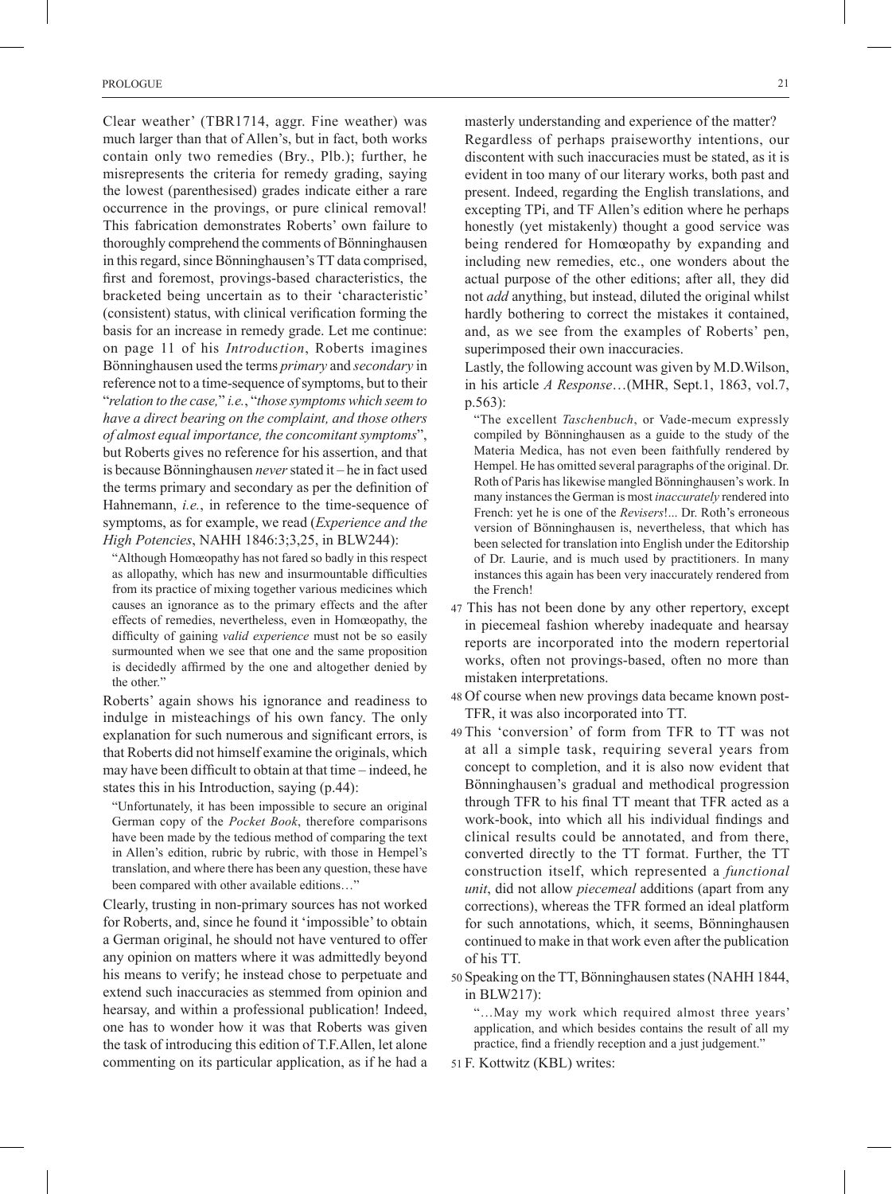Clear weather' (TBR1714, aggr. Fine weather) was much larger than that of Allen's, but in fact, both works contain only two remedies (Bry., Plb.); further, he misrepresents the criteria for remedy grading, saying the lowest (parenthesised) grades indicate either a rare occurrence in the provings, or pure clinical removal! This fabrication demonstrates Roberts' own failure to thoroughly comprehend the comments of Bönninghausen in this regard, since Bönninghausen's TT data comprised, first and foremost, provings-based characteristics, the bracketed being uncertain as to their 'characteristic' (consistent) status, with clinical verification forming the basis for an increase in remedy grade. Let me continue: on page 11 of his *Introduction*, Roberts imagines Bönninghausen used the terms *primary* and *secondary* in reference not to a time-sequence of symptoms, but to their "*relation to the case,*" *i.e.*, "*those symptoms which seem to have a direct bearing on the complaint, and those others of almost equal importance, the concomitant symptoms*", but Roberts gives no reference for his assertion, and that is because Bönninghausen *never* stated it – he in fact used the terms primary and secondary as per the definition of Hahnemann, *i.e.*, in reference to the time-sequence of symptoms, as for example, we read (*Experience and the High Potencies*, NAHH 1846:3;3,25, in BLW244):

> "Although Homœopathy has not fared so badly in this respect as allopathy, which has new and insurmountable difficulties from its practice of mixing together various medicines which causes an ignorance as to the primary effects and the after effects of remedies, nevertheless, even in Homœopathy, the difficulty of gaining *valid experience* must not be so easily surmounted when we see that one and the same proposition is decidedly affirmed by the one and altogether denied by the other."

Roberts' again shows his ignorance and readiness to indulge in misteachings of his own fancy. The only explanation for such numerous and significant errors, is that Roberts did not himself examine the originals, which may have been difficult to obtain at that time – indeed, he states this in his Introduction, saying (p.44):

> "Unfortunately, it has been impossible to secure an original German copy of the *Pocket Book*, therefore comparisons have been made by the tedious method of comparing the text in Allen's edition, rubric by rubric, with those in Hempel's translation, and where there has been any question, these have been compared with other available editions…"

Clearly, trusting in non-primary sources has not worked for Roberts, and, since he found it 'impossible' to obtain a German original, he should not have ventured to offer any opinion on matters where it was admittedly beyond his means to verify; he instead chose to perpetuate and extend such inaccuracies as stemmed from opinion and hearsay, and within a professional publication! Indeed, one has to wonder how it was that Roberts was given the task of introducing this edition of T.F.Allen, let alone commenting on its particular application, as if he had a masterly understanding and experience of the matter?

Regardless of perhaps praiseworthy intentions, our discontent with such inaccuracies must be stated, as it is evident in too many of our literary works, both past and present. Indeed, regarding the English translations, and excepting TPi, and TF Allen's edition where he perhaps honestly (yet mistakenly) thought a good service was being rendered for Homœopathy by expanding and including new remedies, etc., one wonders about the actual purpose of the other editions; after all, they did not *add* anything, but instead, diluted the original whilst hardly bothering to correct the mistakes it contained, and, as we see from the examples of Roberts' pen, superimposed their own inaccuracies.

Lastly, the following account was given by M.D.Wilson, in his article *A Response*…(MHR, Sept.1, 1863, vol.7, p.563):

> "The excellent *Taschenbuch*, or Vade-mecum expressly compiled by Bönninghausen as a guide to the study of the Materia Medica, has not even been faithfully rendered by Hempel. He has omitted several paragraphs of the original. Dr. Roth of Paris has likewise mangled Bönninghausen's work. In many instances the German is most *inaccurately* rendered into French: yet he is one of the *Revisers*!... Dr. Roth's erroneous version of Bönninghausen is, nevertheless, that which has been selected for translation into English under the Editorship of Dr. Laurie, and is much used by practitioners. In many instances this again has been very inaccurately rendered from the French!

47 This has not been done by any other repertory, except in piecemeal fashion whereby inadequate and hearsay reports are incorporated into the modern repertorial works, often not provings-based, often no more than mistaken interpretations.

48 Of course when new provings data became known post-TFR, it was also incorporated into TT.

49 This 'conversion' of form from TFR to TT was not at all a simple task, requiring several years from concept to completion, and it is also now evident that Bönninghausen's gradual and methodical progression through TFR to his final TT meant that TFR acted as a work-book, into which all his individual findings and clinical results could be annotated, and from there, converted directly to the TT format. Further, the TT construction itself, which represented a *functional unit*, did not allow *piecemeal* additions (apart from any corrections), whereas the TFR formed an ideal platform for such annotations, which, it seems, Bönninghausen continued to make in that work even after the publication of his TT.

50 Speaking on the TT, Bönninghausen states (NAHH 1844, in BLW217):

> "…May my work which required almost three years' application, and which besides contains the result of all my practice, find a friendly reception and a just judgement."

51 F. Kottwitz (KBL) writes: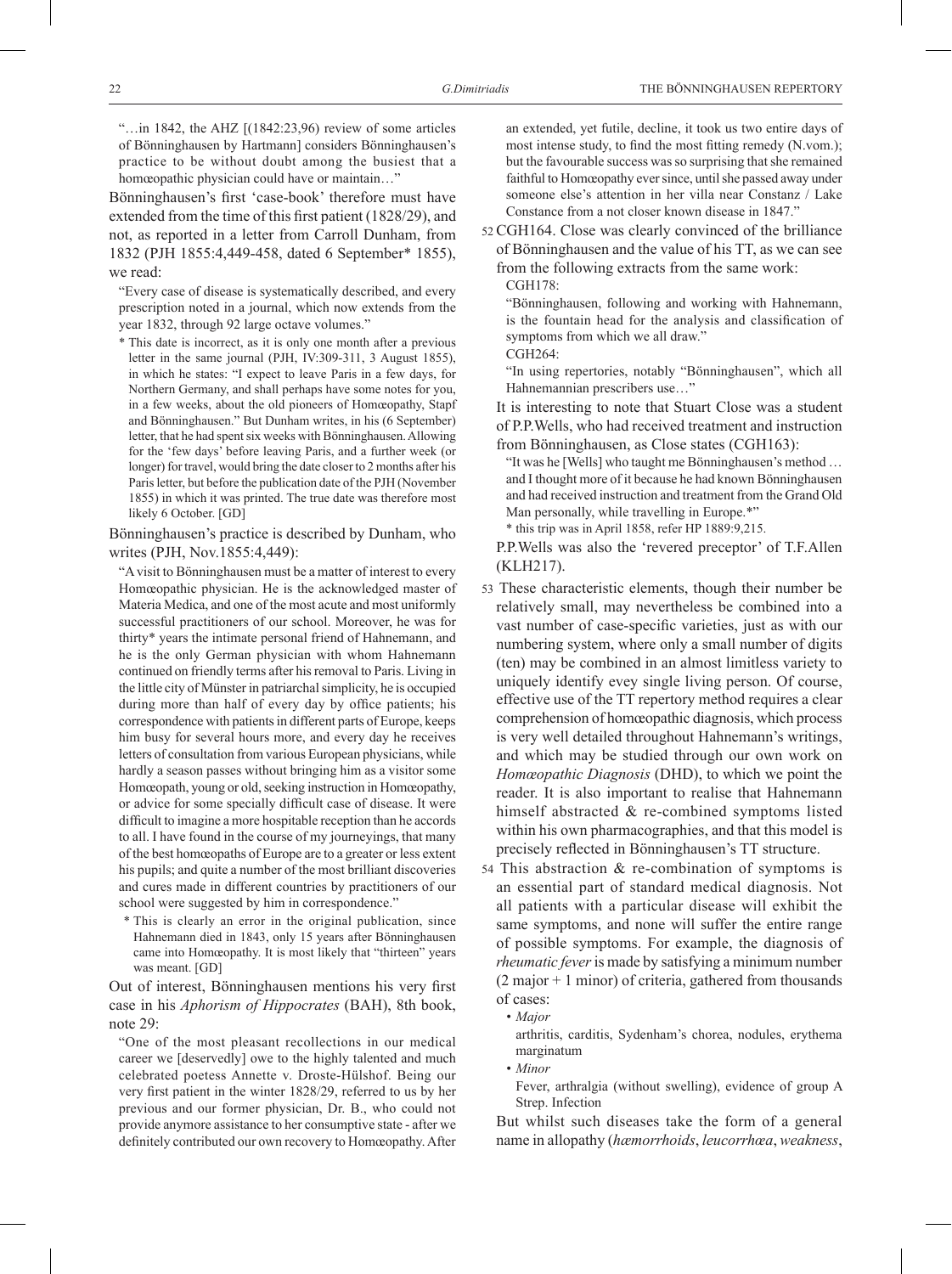"…in 1842, the AHZ [(1842:23,96) review of some articles of Bönninghausen by Hartmann] considers Bönninghausen's practice to be without doubt among the busiest that a homœopathic physician could have or maintain…"

Bönninghausen's first 'case-book' therefore must have extended from the time of this first patient (1828/29), and not, as reported in a letter from Carroll Dunham, from 1832 (PJH 1855:4,449-458, dated 6 September* 1855), we read:

"Every case of disease is systematically described, and every prescription noted in a journal, which now extends from the year 1832, through 92 large octave volumes."

\* This date is incorrect, as it is only one month after a previous letter in the same journal (PJH, IV:309-311, 3 August 1855), in which he states: "I expect to leave Paris in a few days, for Northern Germany, and shall perhaps have some notes for you, in a few weeks, about the old pioneers of Homœopathy, Stapf and Bönninghausen." But Dunham writes, in his (6 September) letter, that he had spent six weeks with Bönninghausen. Allowing for the 'few days' before leaving Paris, and a further week (or longer) for travel, would bring the date closer to 2 months after his Paris letter, but before the publication date of the PJH (November 1855) in which it was printed. The true date was therefore most likely 6 October. [GD]

Bönninghausen's practice is described by Dunham, who writes (PJH, Nov.1855:4,449):

"A visit to Bönninghausen must be a matter of interest to every Homœopathic physician. He is the acknowledged master of Materia Medica, and one of the most acute and most uniformly successful practitioners of our school. Moreover, he was for thirty* years the intimate personal friend of Hahnemann, and he is the only German physician with whom Hahnemann continued on friendly terms after his removal to Paris. Living in the little city of Münster in patriarchal simplicity, he is occupied during more than half of every day by office patients; his correspondence with patients in different parts of Europe, keeps him busy for several hours more, and every day he receives letters of consultation from various European physicians, while hardly a season passes without bringing him as a visitor some Homœopath, young or old, seeking instruction in Homœopathy, or advice for some specially difficult case of disease. It were difficult to imagine a more hospitable reception than he accords to all. I have found in the course of my journeyings, that many of the best homœopaths of Europe are to a greater or less extent his pupils; and quite a number of the most brilliant discoveries and cures made in different countries by practitioners of our school were suggested by him in correspondence."

\* This is clearly an error in the original publication, since Hahnemann died in 1843, only 15 years after Bönninghausen came into Homœopathy. It is most likely that "thirteen" years was meant. [GD]

Out of interest, Bönninghausen mentions his very first case in his *Aphorism of Hippocrates* (BAH), 8th book, note 29:

"One of the most pleasant recollections in our medical career we [deservedly] owe to the highly talented and much celebrated poetess Annette v. Droste-Hülshof. Being our very first patient in the winter 1828/29, referred to us by her previous and our former physician, Dr. B., who could not provide anymore assistance to her consumptive state - after we definitely contributed our own recovery to Homœopathy. After an extended, yet futile, decline, it took us two entire days of most intense study, to find the most fitting remedy (N.vom.); but the favourable success was so surprising that she remained faithful to Homœopathy ever since, until she passed away under someone else's attention in her villa near Constanz / Lake Constance from a not closer known disease in 1847."

52 CGH164. Close was clearly convinced of the brilliance of Bönninghausen and the value of his TT, as we can see from the following extracts from the same work:

CGH178:

"Bönninghausen, following and working with Hahnemann, is the fountain head for the analysis and classification of symptoms from which we all draw."

CGH264:

"In using repertories, notably "Bönninghausen", which all Hahnemannian prescribers use…"

It is interesting to note that Stuart Close was a student of P.P.Wells, who had received treatment and instruction from Bönninghausen, as Close states (CGH163):

"It was he [Wells] who taught me Bönninghausen's method … and I thought more of it because he had known Bönninghausen and had received instruction and treatment from the Grand Old Man personally, while travelling in Europe.*"

\* this trip was in April 1858, refer HP 1889:9,215.

P.P.Wells was also the 'revered preceptor' of T.F.Allen (KLH217).

53 These characteristic elements, though their number be relatively small, may nevertheless be combined into a vast number of case-specific varieties, just as with our numbering system, where only a small number of digits (ten) may be combined in an almost limitless variety to uniquely identify evey single living person. Of course, effective use of the TT repertory method requires a clear comprehension of homœopathic diagnosis, which process is very well detailed throughout Hahnemann's writings, and which may be studied through our own work on *Homœopathic Diagnosis* (DHD), to which we point the reader. It is also important to realise that Hahnemann himself abstracted & re-combined symptoms listed within his own pharmacographies, and that this model is precisely reflected in Bönninghausen's TT structure.

54 This abstraction & re-combination of symptoms is an essential part of standard medical diagnosis. Not all patients with a particular disease will exhibit the same symptoms, and none will suffer the entire range of possible symptoms. For example, the diagnosis of *rheumatic fever* is made by satisfying a minimum number (2 major + 1 minor) of criteria, gathered from thousands of cases:

- *Major*
  arthritis, carditis, Sydenham's chorea, nodules, erythema marginatum
- *Minor*
  Fever, arthralgia (without swelling), evidence of group A Strep. Infection

But whilst such diseases take the form of a general name in allopathy (*hæmorrhoids*, *leucorrhœa*, *weakness*,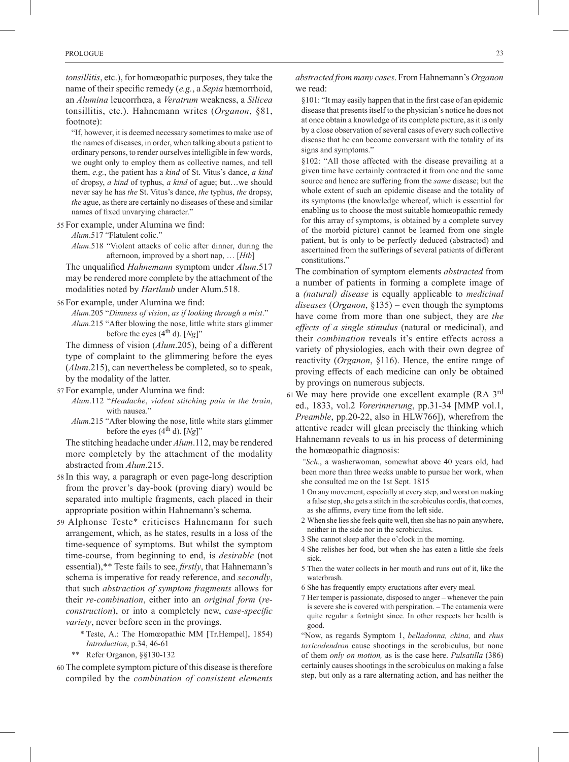*tonsillitis*, etc.), for homœopathic purposes, they take the name of their specific remedy (*e.g.*, a *Sepia* hæmorrhoid, an *Alumina* leucorrhœa, a *Veratrum* weakness, a *Silicea* tonsillitis, etc.). Hahnemann writes (*Organon*, §81, footnote):

> "If, however, it is deemed necessary sometimes to make use of the names of diseases, in order, when talking about a patient to ordinary persons, to render ourselves intelligible in few words, we ought only to employ them as collective names, and tell them, *e.g.*, the patient has a *kind* of St. Vitus's dance, *a kind* of dropsy, *a kind* of typhus, *a kind* of ague; but…we should never say he has *the* St. Vitus's dance, *the* typhus, *the* dropsy, *the* ague, as there are certainly no diseases of these and similar names of fixed unvarying character."

55 For example, under Alumina we find:

> *Alum*.517 "Flatulent colic."
>
> *Alum*.518 "Violent attacks of colic after dinner, during the afternoon, improved by a short nap, … [*Htb*]

The unqualified *Hahnemann* symptom under *Alum*.517 may be rendered more complete by the attachment of the modalities noted by *Hartlaub* under Alum.518.

56 For example, under Alumina we find:

> *Alum*.205 "*Dimness of vision*, *as if looking through a mist*."
>
> *Alum*.215 "After blowing the nose, little white stars glimmer before the eyes (4th d). [*Ng*]"

The dimness of vision (*Alum*.205), being of a different type of complaint to the glimmering before the eyes (*Alum*.215), can nevertheless be completed, so to speak, by the modality of the latter.

57 For example, under Alumina we find:

> *Alum*.112 "*Headache*, *violent stitching pain in the brain*, with nausea."
>
> *Alum*.215 "After blowing the nose, little white stars glimmer before the eyes (4th d). [*Ng*]"

The stitching headache under *Alum*.112, may be rendered more completely by the attachment of the modality abstracted from *Alum*.215.

58 In this way, a paragraph or even page-long description from the prover's day-book (proving diary) would be separated into multiple fragments, each placed in their appropriate position within Hahnemann's schema.

59 Alphonse Teste* criticises Hahnemann for such arrangement, which, as he states, results in a loss of the time-sequence of symptoms. But whilst the symptom time-course, from beginning to end, is *desirable* (not essential),** Teste fails to see, *firstly*, that Hahnemann's schema is imperative for ready reference, and *secondly*, that such *abstraction of symptom fragments* allows for their *re-combination*, either into an *original form* (*re-construction*), or into a completely new, *case-specific variety*, never before seen in the provings.

> \* Teste, A.: The Homœopathic MM [Tr.Hempel], 1854) *Introduction*, p.34, 46-61
>
> \*\* Refer Organon, §§130-132

60 The complete symptom picture of this disease is therefore compiled by the *combination of consistent elements abstracted from many cases*. From Hahnemann's *Organon* we read:

> §101: "It may easily happen that in the first case of an epidemic disease that presents itself to the physician's notice he does not at once obtain a knowledge of its complete picture, as it is only by a close observation of several cases of every such collective disease that he can become conversant with the totality of its signs and symptoms."
>
> §102: "All those affected with the disease prevailing at a given time have certainly contracted it from one and the same source and hence are suffering from the *same* disease; but the whole extent of such an epidemic disease and the totality of its symptoms (the knowledge whereof, which is essential for enabling us to choose the most suitable homœopathic remedy for this array of symptoms, is obtained by a complete survey of the morbid picture) cannot be learned from one single patient, but is only to be perfectly deduced (abstracted) and ascertained from the sufferings of several patients of different constitutions."

The combination of symptom elements *abstracted* from a number of patients in forming a complete image of a *(natural) disease* is equally applicable to *medicinal diseases* (*Organon*, §135) – even though the symptoms have come from more than one subject, they are *the effects of a single stimulus* (natural or medicinal), and their *combination* reveals it's entire effects across a variety of physiologies, each with their own degree of reactivity (*Organon*, §116). Hence, the entire range of proving effects of each medicine can only be obtained by provings on numerous subjects.

61 We may here provide one excellent example (RA 3rd ed., 1833, vol.2 *Vorerinnerung*, pp.31-34 [MMP vol.1, *Preamble*, pp.20-22, also in HLW766]), wherefrom the attentive reader will glean precisely the thinking which Hahnemann reveals to us in his process of determining the homœopathic diagnosis:

> *"Sch.*, a washerwoman, somewhat above 40 years old, had been more than three weeks unable to pursue her work, when she consulted me on the 1st Sept. 1815
>
> 1 On any movement, especially at every step, and worst on making a false step, she gets a stitch in the scrobiculus cordis, that comes, as she affirms, every time from the left side.
>
> 2 When she lies she feels quite well, then she has no pain anywhere, neither in the side nor in the scrobiculus.
>
> 3 She cannot sleep after thee o'clock in the morning.
>
> 4 She relishes her food, but when she has eaten a little she feels sick.
>
> 5 Then the water collects in her mouth and runs out of it, like the waterbrash.
>
> 6 She has frequently empty eructations after every meal.
>
> 7 Her temper is passionate, disposed to anger – whenever the pain is severe she is covered with perspiration. – The catamenia were quite regular a fortnight since. In other respects her health is good.
>
> "Now, as regards Symptom 1, *belladonna, china,* and *rhus toxicodendron* cause shootings in the scrobiculus, but none of them *only on motion,* as is the case here. *Pulsatilla* (386) certainly causes shootings in the scrobiculus on making a false step, but only as a rare alternating action, and has neither the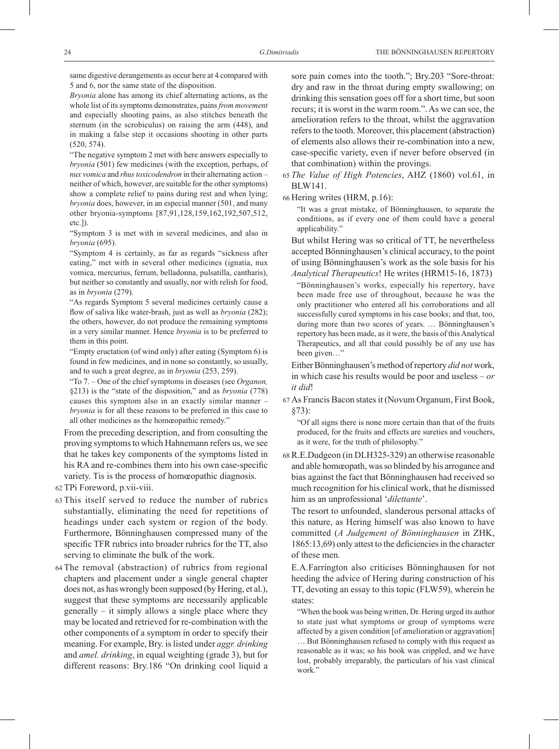same digestive derangements as occur here at 4 compared with 5 and 6, nor the same state of the disposition.

*Bryonia* alone has among its chief alternating actions, as the whole list of its symptoms demonstrates, pains *from movement* and especially shooting pains, as also stitches beneath the sternum (in the scrobiculus) on raising the arm (448), and in making a false step it occasions shooting in other parts (520, 574).

"The negative symptom 2 met with here answers especially to *bryonia* (501) few medicines (with the exception, perhaps, of *nux vomica* and *rhus toxicodendron* in their alternating action – neither of which, however, are suitable for the other symptoms) show a complete relief to pains during rest and when lying; *bryonia* does, however, in an especial manner (501, and many other bryonia-symptoms [87,91,128,159,162,192,507,512, etc.]).

"Symptom 3 is met with in several medicines, and also in *bryonia* (695).

"Symptom 4 is certainly, as far as regards "sickness after eating," met with in several other medicines (ignatia, nux vomica, mercurius, ferrum, belladonna, pulsatilla, cantharis), but neither so constantly and usually, nor with relish for food, as in *bryonia* (279).

"As regards Symptom 5 several medicines certainly cause a flow of saliva like water-brash, just as well as *bryonia* (282); the others, however, do not produce the remaining symptoms in a very similar manner. Hence *bryonia* is to be preferred to them in this point.

"Empty eructation (of wind only) after eating (Symptom 6) is found in few medicines, and in none so constantly, so usually, and to such a great degree, as in *bryonia* (253, 259).

"To 7. – One of the chief symptoms in diseases (see *Organon,* §213) is the "state of the disposition," and as *bryonia* (778) causes this symptom also in an exactly similar manner – *bryonia* is for all these reasons to be preferred in this case to all other medicines as the homœopathic remedy."

From the preceding description, and from consulting the proving symptoms to which Hahnemann refers us, we see that he takes key components of the symptoms listed in his RA and re-combines them into his own case-specific variety. Tis is the process of homœopathic diagnosis.

62 TPi Foreword, p.vii-viii.

63 This itself served to reduce the number of rubrics substantially, eliminating the need for repetitions of headings under each system or region of the body. Furthermore, Bönninghausen compressed many of the specific TFR rubrics into broader rubrics for the TT, also serving to eliminate the bulk of the work.

64 The removal (abstraction) of rubrics from regional chapters and placement under a single general chapter does not, as has wrongly been supposed (by Hering, et al.), suggest that these symptoms are necessarily applicable generally – it simply allows a single place where they may be located and retrieved for re-combination with the other components of a symptom in order to specify their meaning. For example, Bry. is listed under *aggr. drinking* and *amel. drinking*, in equal weighting (grade 3), but for different reasons: Bry.186 "On drinking cool liquid a sore pain comes into the tooth."; Bry.203 "Sore-throat: dry and raw in the throat during empty swallowing; on drinking this sensation goes off for a short time, but soon recurs; it is worst in the warm room.". As we can see, the amelioration refers to the throat, whilst the aggravation refers to the tooth. Moreover, this placement (abstraction) of elements also allows their re-combination into a new, case-specific variety, even if never before observed (in that combination) within the provings.

65 *The Value of High Potencies*, AHZ (1860) vol.61, in BLW141.

66 Hering writes (HRM, p.16):

"It was a great mistake, of Bönninghausen, to separate the conditions, as if every one of them could have a general applicability."

But whilst Hering was so critical of TT, he nevertheless accepted Bönninghausen's clinical accuracy, to the point of using Bönninghausen's work as the sole basis for his *Analytical Therapeutics*! He writes (HRM15-16, 1873)

"Bönninghausen's works, especially his repertory, have been made free use of throughout, because he was the only practitioner who entered all his corroborations and all successfully cured symptoms in his case books; and that, too, during more than two scores of years. … Bönninghausen's repertory has been made, as it were, the basis of this Analytical Therapeutics, and all that could possibly be of any use has been given…"

Either Bönninghausen's method of repertory *did not* work, in which case his results would be poor and useless – *or it did*!

67 As Francis Bacon states it (Novum Organum, First Book, §73):

"Of all signs there is none more certain than that of the fruits produced, for the fruits and effects are sureties and vouchers, as it were, for the truth of philosophy."

68 R.E.Dudgeon (in DLH325-329) an otherwise reasonable and able homœopath, was so blinded by his arrogance and bias against the fact that Bönninghausen had received so much recognition for his clinical work, that he dismissed him as an unprofessional '*dilettante*'.

The resort to unfounded, slanderous personal attacks of this nature, as Hering himself was also known to have committed (*A Judgement of Bönninghausen* in ZHK, 1865:13,69) only attest to the deficiencies in the character of these men.

E.A.Farrington also criticises Bönninghausen for not heeding the advice of Hering during construction of his TT, devoting an essay to this topic (FLW59), wherein he states:

"When the book was being written, Dr. Hering urged its author to state just what symptoms or group of symptoms were affected by a given condition [of amelioration or aggravation] … But Bönninghausen refused to comply with this request as reasonable as it was; so his book was crippled, and we have lost, probably irreparably, the particulars of his vast clinical work."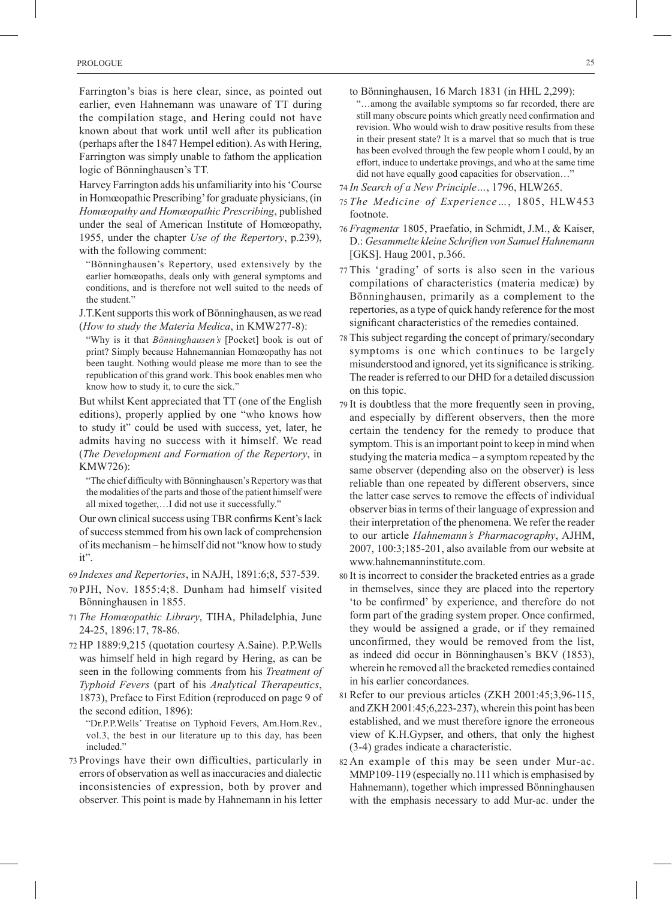Farrington's bias is here clear, since, as pointed out earlier, even Hahnemann was unaware of TT during the compilation stage, and Hering could not have known about that work until well after its publication (perhaps after the 1847 Hempel edition). As with Hering, Farrington was simply unable to fathom the application logic of Bönninghausen's TT.

Harvey Farrington adds his unfamiliarity into his 'Course in Homœopathic Prescribing' for graduate physicians, (in *Homœopathy and Homœopathic Prescribing*, published under the seal of American Institute of Homœopathy, 1955, under the chapter *Use of the Repertory*, p.239), with the following comment:

> "Bönninghausen's Repertory, used extensively by the earlier homœopaths, deals only with general symptoms and conditions, and is therefore not well suited to the needs of the student."

J.T.Kent supports this work of Bönninghausen, as we read (*How to study the Materia Medica*, in KMW277-8):

> "Why is it that *Bönninghausen's* [Pocket] book is out of print? Simply because Hahnemannian Homœopathy has not been taught. Nothing would please me more than to see the republication of this grand work. This book enables men who know how to study it, to cure the sick."

But whilst Kent appreciated that TT (one of the English editions), properly applied by one "who knows how to study it" could be used with success, yet, later, he admits having no success with it himself. We read (*The Development and Formation of the Repertory*, in KMW726):

> "The chief difficulty with Bönninghausen's Repertory was that the modalities of the parts and those of the patient himself were all mixed together,…I did not use it successfully."

Our own clinical success using TBR confirms Kent's lack of success stemmed from his own lack of comprehension of its mechanism – he himself did not "know how to study it".

69 *Indexes and Repertories*, in NAJH, 1891:6;8, 537-539.

70 PJH, Nov. 1855:4;8. Dunham had himself visited Bönninghausen in 1855.

71 *The Homœopathic Library*, TIHA, Philadelphia, June 24-25, 1896:17, 78-86.

72 HP 1889:9,215 (quotation courtesy A.Saine). P.P.Wells was himself held in high regard by Hering, as can be seen in the following comments from his *Treatment of Typhoid Fevers* (part of his *Analytical Therapeutics*, 1873), Preface to First Edition (reproduced on page 9 of the second edition, 1896):

> "Dr.P.P.Wells' Treatise on Typhoid Fevers, Am.Hom.Rev., vol.3, the best in our literature up to this day, has been included."

73 Provings have their own difficulties, particularly in errors of observation as well as inaccuracies and dialectic inconsistencies of expression, both by prover and observer. This point is made by Hahnemann in his letter to Bönninghausen, 16 March 1831 (in HHL 2,299):

> "…among the available symptoms so far recorded, there are still many obscure points which greatly need confirmation and revision. Who would wish to draw positive results from these in their present state? It is a marvel that so much that is true has been evolved through the few people whom I could, by an effort, induce to undertake provings, and who at the same time did not have equally good capacities for observation…"

74 *In Search of a New Principle…*, 1796, HLW265.

75 *The Medicine of Experience…*, 1805, HLW453 footnote.

76 *Fragmenta*, 1805, Praefatio, in Schmidt, J.M., & Kaiser, D.: *Gesammelte kleine Schriften von Samuel Hahnemann* [GKS]. Haug 2001, p.366.

77 This 'grading' of sorts is also seen in the various compilations of characteristics (materia medicæ) by Bönninghausen, primarily as a complement to the repertories, as a type of quick handy reference for the most significant characteristics of the remedies contained.

78 This subject regarding the concept of primary/secondary symptoms is one which continues to be largely misunderstood and ignored, yet its significance is striking. The reader is referred to our DHD for a detailed discussion on this topic.

79 It is doubtless that the more frequently seen in proving, and especially by different observers, then the more certain the tendency for the remedy to produce that symptom. This is an important point to keep in mind when studying the materia medica – a symptom repeated by the same observer (depending also on the observer) is less reliable than one repeated by different observers, since the latter case serves to remove the effects of individual observer bias in terms of their language of expression and their interpretation of the phenomena. We refer the reader to our article *Hahnemann's Pharmacography*, AJHM, 2007, 100:3;185-201, also available from our website at www.hahnemanninstitute.com.

80 It is incorrect to consider the bracketed entries as a grade in themselves, since they are placed into the repertory 'to be confirmed' by experience, and therefore do not form part of the grading system proper. Once confirmed, they would be assigned a grade, or if they remained unconfirmed, they would be removed from the list, as indeed did occur in Bönninghausen's BKV (1853), wherein he removed all the bracketed remedies contained in his earlier concordances.

81 Refer to our previous articles (ZKH 2001:45;3,96-115, and ZKH 2001:45;6,223-237), wherein this point has been established, and we must therefore ignore the erroneous view of K.H.Gypser, and others, that only the highest (3-4) grades indicate a characteristic.

82 An example of this may be seen under Mur-ac. MMP109-119 (especially no.111 which is emphasised by Hahnemann), together which impressed Bönninghausen with the emphasis necessary to add Mur-ac. under the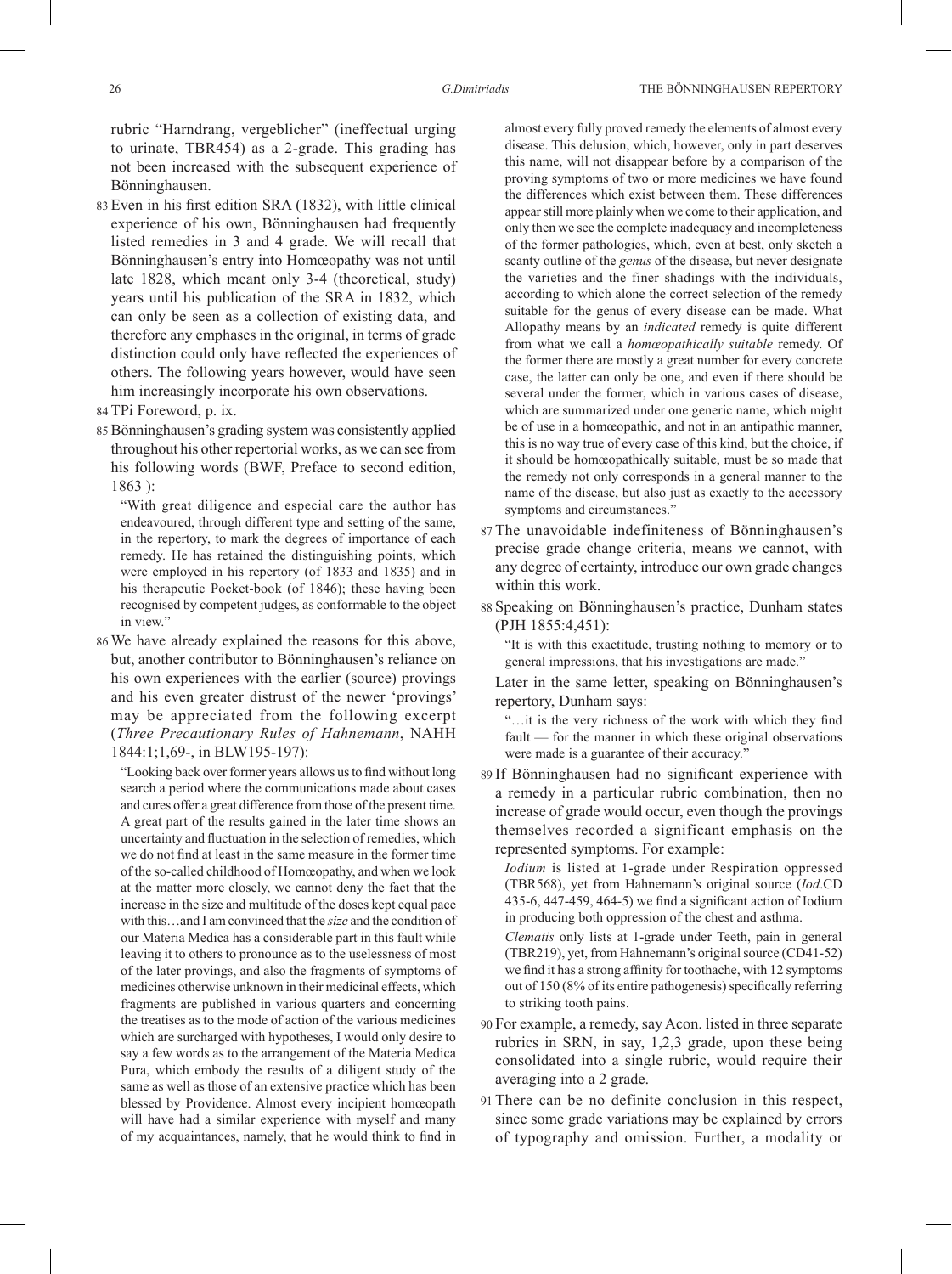rubric "Harndrang, vergeblicher" (ineffectual urging to urinate, TBR454) as a 2-grade. This grading has not been increased with the subsequent experience of Bönninghausen.

83 Even in his first edition SRA (1832), with little clinical experience of his own, Bönninghausen had frequently listed remedies in 3 and 4 grade. We will recall that Bönninghausen's entry into Homœopathy was not until late 1828, which meant only 3-4 (theoretical, study) years until his publication of the SRA in 1832, which can only be seen as a collection of existing data, and therefore any emphases in the original, in terms of grade distinction could only have reflected the experiences of others. The following years however, would have seen him increasingly incorporate his own observations.

84 TPi Foreword, p. ix.

85 Bönninghausen's grading system was consistently applied throughout his other repertorial works, as we can see from his following words (BWF, Preface to second edition, 1863 ):

> "With great diligence and especial care the author has endeavoured, through different type and setting of the same, in the repertory, to mark the degrees of importance of each remedy. He has retained the distinguishing points, which were employed in his repertory (of 1833 and 1835) and in his therapeutic Pocket-book (of 1846); these having been recognised by competent judges, as conformable to the object in view."

86 We have already explained the reasons for this above, but, another contributor to Bönninghausen's reliance on his own experiences with the earlier (source) provings and his even greater distrust of the newer 'provings' may be appreciated from the following excerpt (*Three Precautionary Rules of Hahnemann*, NAHH 1844:1;1,69-, in BLW195-197):

> "Looking back over former years allows us to find without long search a period where the communications made about cases and cures offer a great difference from those of the present time. A great part of the results gained in the later time shows an uncertainty and fluctuation in the selection of remedies, which we do not find at least in the same measure in the former time of the so-called childhood of Homœopathy, and when we look at the matter more closely, we cannot deny the fact that the increase in the size and multitude of the doses kept equal pace with this…and I am convinced that the *size* and the condition of our Materia Medica has a considerable part in this fault while leaving it to others to pronounce as to the uselessness of most of the later provings, and also the fragments of symptoms of medicines otherwise unknown in their medicinal effects, which fragments are published in various quarters and concerning the treatises as to the mode of action of the various medicines which are surcharged with hypotheses, I would only desire to say a few words as to the arrangement of the Materia Medica Pura, which embody the results of a diligent study of the same as well as those of an extensive practice which has been blessed by Providence. Almost every incipient homœopath will have had a similar experience with myself and many of my acquaintances, namely, that he would think to find in almost every fully proved remedy the elements of almost every disease. This delusion, which, however, only in part deserves this name, will not disappear before by a comparison of the proving symptoms of two or more medicines we have found the differences which exist between them. These differences appear still more plainly when we come to their application, and only then we see the complete inadequacy and incompleteness of the former pathologies, which, even at best, only sketch a scanty outline of the *genus* of the disease, but never designate the varieties and the finer shadings with the individuals, according to which alone the correct selection of the remedy suitable for the genus of every disease can be made. What Allopathy means by an *indicated* remedy is quite different from what we call a *homœopathically suitable* remedy. Of the former there are mostly a great number for every concrete case, the latter can only be one, and even if there should be several under the former, which in various cases of disease, which are summarized under one generic name, which might be of use in a homœopathic, and not in an antipathic manner, this is no way true of every case of this kind, but the choice, if it should be homœopathically suitable, must be so made that the remedy not only corresponds in a general manner to the name of the disease, but also just as exactly to the accessory symptoms and circumstances."

87 The unavoidable indefiniteness of Bönninghausen's precise grade change criteria, means we cannot, with any degree of certainty, introduce our own grade changes within this work.

88 Speaking on Bönninghausen's practice, Dunham states (PJH 1855:4,451):

> "It is with this exactitude, trusting nothing to memory or to general impressions, that his investigations are made."

Later in the same letter, speaking on Bönninghausen's repertory, Dunham says:

> "…it is the very richness of the work with which they find fault — for the manner in which these original observations were made is a guarantee of their accuracy."

89 If Bönninghausen had no significant experience with a remedy in a particular rubric combination, then no increase of grade would occur, even though the provings themselves recorded a significant emphasis on the represented symptoms. For example:

*Iodium* is listed at 1-grade under Respiration oppressed (TBR568), yet from Hahnemann's original source (*Iod*.CD 435-6, 447-459, 464-5) we find a significant action of Iodium in producing both oppression of the chest and asthma.

*Clematis* only lists at 1-grade under Teeth, pain in general (TBR219), yet, from Hahnemann's original source (CD41-52) we find it has a strong affinity for toothache, with 12 symptoms out of 150 (8% of its entire pathogenesis) specifically referring to striking tooth pains.

90 For example, a remedy, say Acon. listed in three separate rubrics in SRN, in say, 1,2,3 grade, upon these being consolidated into a single rubric, would require their averaging into a 2 grade.

91 There can be no definite conclusion in this respect, since some grade variations may be explained by errors of typography and omission. Further, a modality or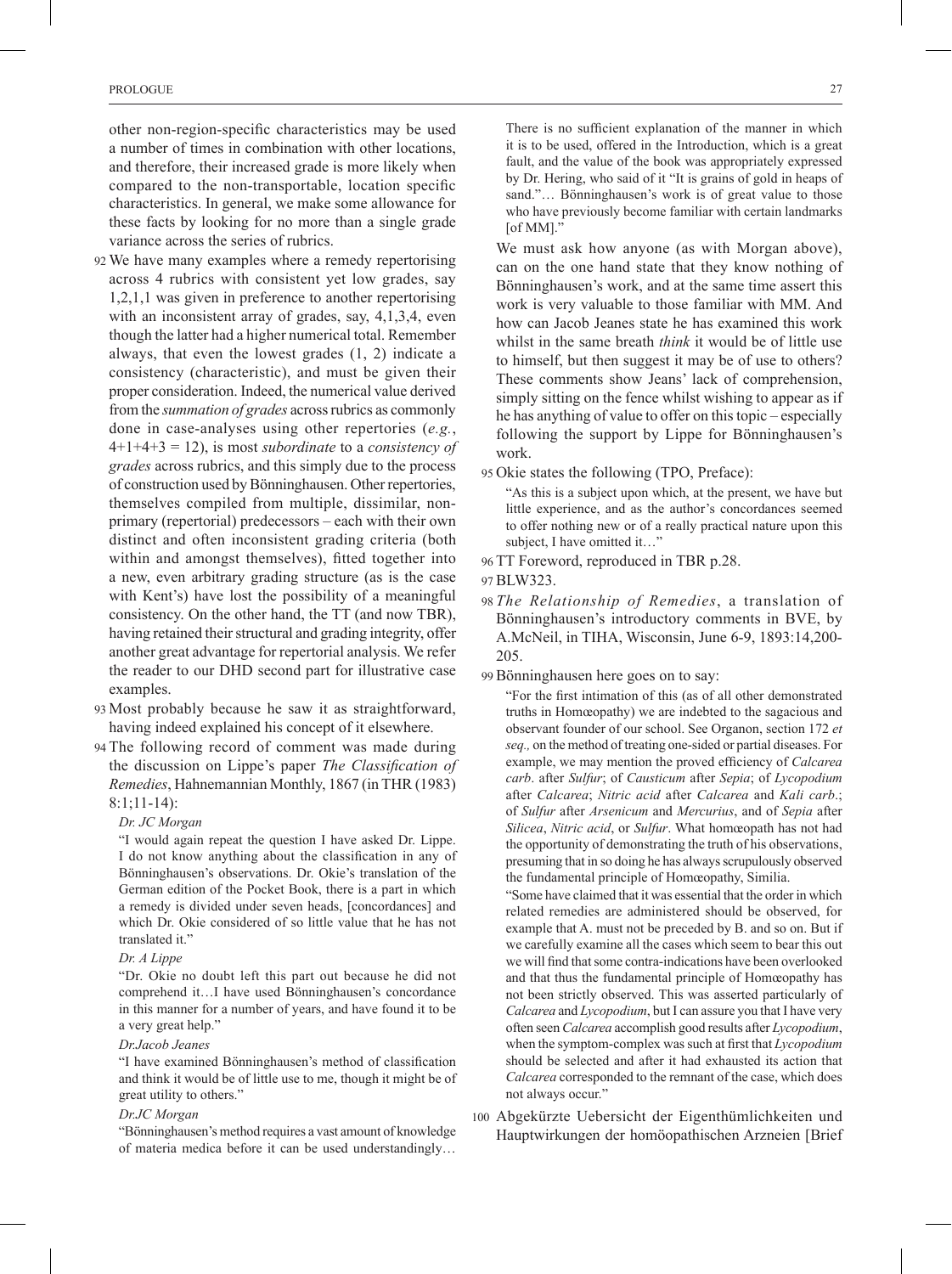other non-region-specific characteristics may be used a number of times in combination with other locations, and therefore, their increased grade is more likely when compared to the non-transportable, location specific characteristics. In general, we make some allowance for these facts by looking for no more than a single grade variance across the series of rubrics.

92 We have many examples where a remedy repertorising across 4 rubrics with consistent yet low grades, say 1,2,1,1 was given in preference to another repertorising with an inconsistent array of grades, say, 4,1,3,4, even though the latter had a higher numerical total. Remember always, that even the lowest grades (1, 2) indicate a consistency (characteristic), and must be given their proper consideration. Indeed, the numerical value derived from the *summation of grades* across rubrics as commonly done in case-analyses using other repertories (*e.g.*, 4+1+4+3 = 12), is most *subordinate* to a *consistency of grades* across rubrics, and this simply due to the process of construction used by Bönninghausen. Other repertories, themselves compiled from multiple, dissimilar, non-primary (repertorial) predecessors – each with their own distinct and often inconsistent grading criteria (both within and amongst themselves), fitted together into a new, even arbitrary grading structure (as is the case with Kent's) have lost the possibility of a meaningful consistency. On the other hand, the TT (and now TBR), having retained their structural and grading integrity, offer another great advantage for repertorial analysis. We refer the reader to our DHD second part for illustrative case examples.

93 Most probably because he saw it as straightforward, having indeed explained his concept of it elsewhere.

94 The following record of comment was made during the discussion on Lippe's paper *The Classification of Remedies*, Hahnemannian Monthly, 1867 (in THR (1983) 8:1;11-14):

*Dr. JC Morgan*

"I would again repeat the question I have asked Dr. Lippe. I do not know anything about the classification in any of Bönninghausen's observations. Dr. Okie's translation of the German edition of the Pocket Book, there is a part in which a remedy is divided under seven heads, [concordances] and which Dr. Okie considered of so little value that he has not translated it."

*Dr. A Lippe*

"Dr. Okie no doubt left this part out because he did not comprehend it…I have used Bönninghausen's concordance in this manner for a number of years, and have found it to be a very great help."

*Dr.Jacob Jeanes*

"I have examined Bönninghausen's method of classification and think it would be of little use to me, though it might be of great utility to others."

*Dr.JC Morgan*

"Bönninghausen's method requires a vast amount of knowledge of materia medica before it can be used understandingly… There is no sufficient explanation of the manner in which it is to be used, offered in the Introduction, which is a great fault, and the value of the book was appropriately expressed by Dr. Hering, who said of it "It is grains of gold in heaps of sand."… Bönninghausen's work is of great value to those who have previously become familiar with certain landmarks [of MM]."

We must ask how anyone (as with Morgan above), can on the one hand state that they know nothing of Bönninghausen's work, and at the same time assert this work is very valuable to those familiar with MM. And how can Jacob Jeanes state he has examined this work whilst in the same breath *think* it would be of little use to himself, but then suggest it may be of use to others? These comments show Jeans' lack of comprehension, simply sitting on the fence whilst wishing to appear as if he has anything of value to offer on this topic – especially following the support by Lippe for Bönninghausen's work.

95 Okie states the following (TPO, Preface):

"As this is a subject upon which, at the present, we have but little experience, and as the author's concordances seemed to offer nothing new or of a really practical nature upon this subject, I have omitted it…"

96 TT Foreword, reproduced in TBR p.28.

97 BLW323.

98 *The Relationship of Remedies*, a translation of Bönninghausen's introductory comments in BVE, by A.McNeil, in TIHA, Wisconsin, June 6-9, 1893:14,200-205.

99 Bönninghausen here goes on to say:

"For the first intimation of this (as of all other demonstrated truths in Homœopathy) we are indebted to the sagacious and observant founder of our school. See Organon, section 172 *et seq.,* on the method of treating one-sided or partial diseases. For example, we may mention the proved efficiency of *Calcarea carb*. after *Sulfur*; of *Causticum* after *Sepia*; of *Lycopodium* after *Calcarea*; *Nitric acid* after *Calcarea* and *Kali carb*.; of *Sulfur* after *Arsenicum* and *Mercurius*, and of *Sepia* after *Silicea*, *Nitric acid*, or *Sulfur*. What homœopath has not had the opportunity of demonstrating the truth of his observations, presuming that in so doing he has always scrupulously observed the fundamental principle of Homœopathy, Similia.

"Some have claimed that it was essential that the order in which related remedies are administered should be observed, for example that A. must not be preceded by B. and so on. But if we carefully examine all the cases which seem to bear this out we will find that some contra-indications have been overlooked and that thus the fundamental principle of Homœopathy has not been strictly observed. This was asserted particularly of *Calcarea* and *Lycopodium*, but I can assure you that I have very often seen *Calcarea* accomplish good results after *Lycopodium*, when the symptom-complex was such at first that *Lycopodium* should be selected and after it had exhausted its action that *Calcarea* corresponded to the remnant of the case, which does not always occur."

100 Abgekürzte Uebersicht der Eigenthümlichkeiten und Hauptwirkungen der homöopathischen Arzneien [Brief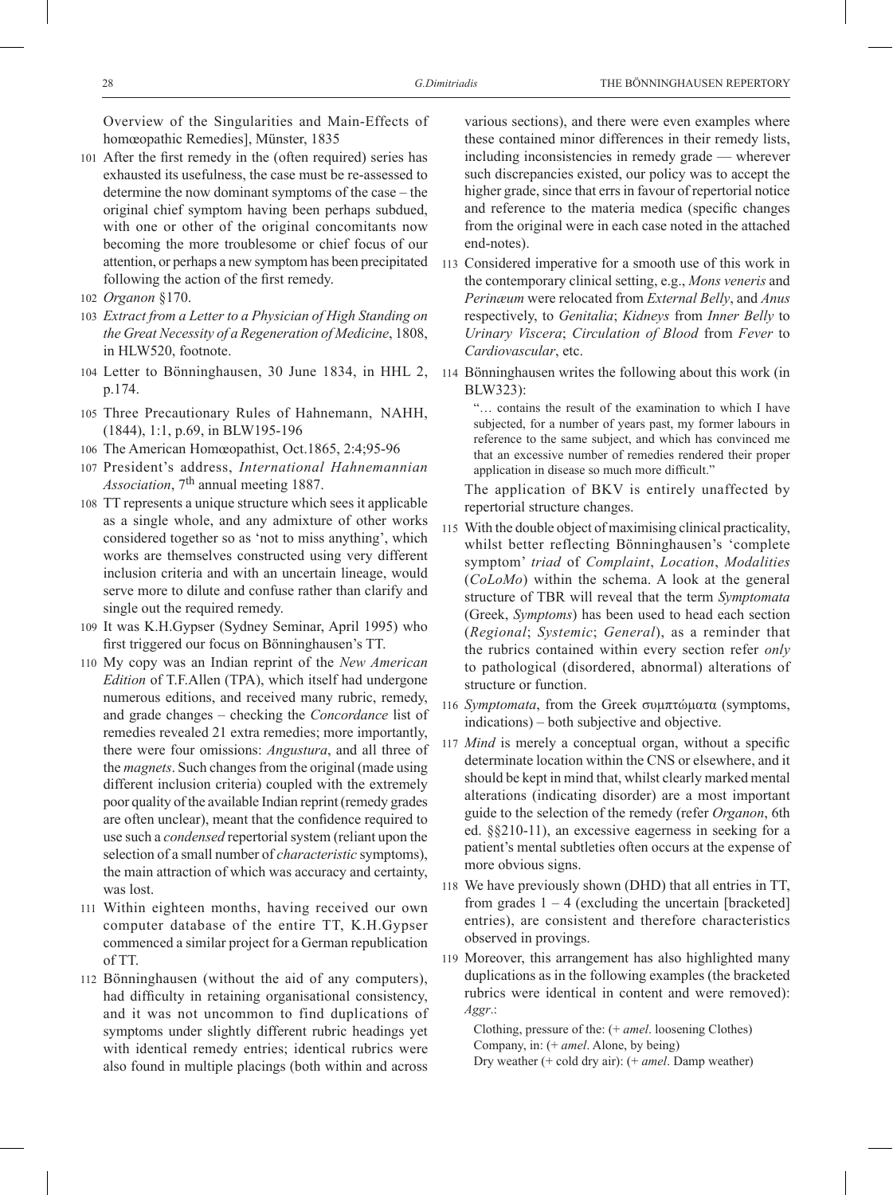Overview of the Singularities and Main-Effects of homœopathic Remedies], Münster, 1835

101 After the first remedy in the (often required) series has exhausted its usefulness, the case must be re-assessed to determine the now dominant symptoms of the case – the original chief symptom having been perhaps subdued, with one or other of the original concomitants now becoming the more troublesome or chief focus of our attention, or perhaps a new symptom has been precipitated following the action of the first remedy.

102 *Organon* §170.

103 *Extract from a Letter to a Physician of High Standing on the Great Necessity of a Regeneration of Medicine*, 1808, in HLW520, footnote.

104 Letter to Bönninghausen, 30 June 1834, in HHL 2, p.174.

105 Three Precautionary Rules of Hahnemann, NAHH, (1844), 1:1, p.69, in BLW195-196

106 The American Homœopathist, Oct.1865, 2:4;95-96

107 President's address, *International Hahnemannian Association*, 7th annual meeting 1887.

108 TT represents a unique structure which sees it applicable as a single whole, and any admixture of other works considered together so as 'not to miss anything', which works are themselves constructed using very different inclusion criteria and with an uncertain lineage, would serve more to dilute and confuse rather than clarify and single out the required remedy.

109 It was K.H.Gypser (Sydney Seminar, April 1995) who first triggered our focus on Bönninghausen's TT.

110 My copy was an Indian reprint of the *New American Edition* of T.F.Allen (TPA), which itself had undergone numerous editions, and received many rubric, remedy, and grade changes – checking the *Concordance* list of remedies revealed 21 extra remedies; more importantly, there were four omissions: *Angustura*, and all three of the *magnets*. Such changes from the original (made using different inclusion criteria) coupled with the extremely poor quality of the available Indian reprint (remedy grades are often unclear), meant that the confidence required to use such a *condensed* repertorial system (reliant upon the selection of a small number of *characteristic* symptoms), the main attraction of which was accuracy and certainty, was lost.

111 Within eighteen months, having received our own computer database of the entire TT, K.H.Gypser commenced a similar project for a German republication of TT.

112 Bönninghausen (without the aid of any computers), had difficulty in retaining organisational consistency, and it was not uncommon to find duplications of symptoms under slightly different rubric headings yet with identical remedy entries; identical rubrics were also found in multiple placings (both within and across various sections), and there were even examples where these contained minor differences in their remedy lists, including inconsistencies in remedy grade — wherever such discrepancies existed, our policy was to accept the higher grade, since that errs in favour of repertorial notice and reference to the materia medica (specific changes from the original were in each case noted in the attached end-notes).

113 Considered imperative for a smooth use of this work in the contemporary clinical setting, e.g., *Mons veneris* and *Perinæum* were relocated from *External Belly*, and *Anus* respectively, to *Genitalia*; *Kidneys* from *Inner Belly* to *Urinary Viscera*; *Circulation of Blood* from *Fever* to *Cardiovascular*, etc.

114 Bönninghausen writes the following about this work (in BLW323):

> "… contains the result of the examination to which I have subjected, for a number of years past, my former labours in reference to the same subject, and which has convinced me that an excessive number of remedies rendered their proper application in disease so much more difficult."

The application of BKV is entirely unaffected by repertorial structure changes.

115 With the double object of maximising clinical practicality, whilst better reflecting Bönninghausen's 'complete symptom' *triad* of *Complaint*, *Location*, *Modalities* (*CoLoMo*) within the schema. A look at the general structure of TBR will reveal that the term *Symptomata* (Greek, *Symptoms*) has been used to head each section (*Regional*; *Systemic*; *General*), as a reminder that the rubrics contained within every section refer *only* to pathological (disordered, abnormal) alterations of structure or function.

116 *Symptomata*, from the Greek συμπτώματα (symptoms, indications) – both subjective and objective.

117 *Mind* is merely a conceptual organ, without a specific determinate location within the CNS or elsewhere, and it should be kept in mind that, whilst clearly marked mental alterations (indicating disorder) are a most important guide to the selection of the remedy (refer *Organon*, 6th ed. §§210-11), an excessive eagerness in seeking for a patient's mental subtleties often occurs at the expense of more obvious signs.

118 We have previously shown (DHD) that all entries in TT, from grades 1 – 4 (excluding the uncertain [bracketed] entries), are consistent and therefore characteristics observed in provings.

119 Moreover, this arrangement has also highlighted many duplications as in the following examples (the bracketed rubrics were identical in content and were removed): *Aggr.*:

> Clothing, pressure of the: (+ *amel*. loosening Clothes)
> Company, in: (+ *amel*. Alone, by being)
> Dry weather (+ cold dry air): (+ *amel*. Damp weather)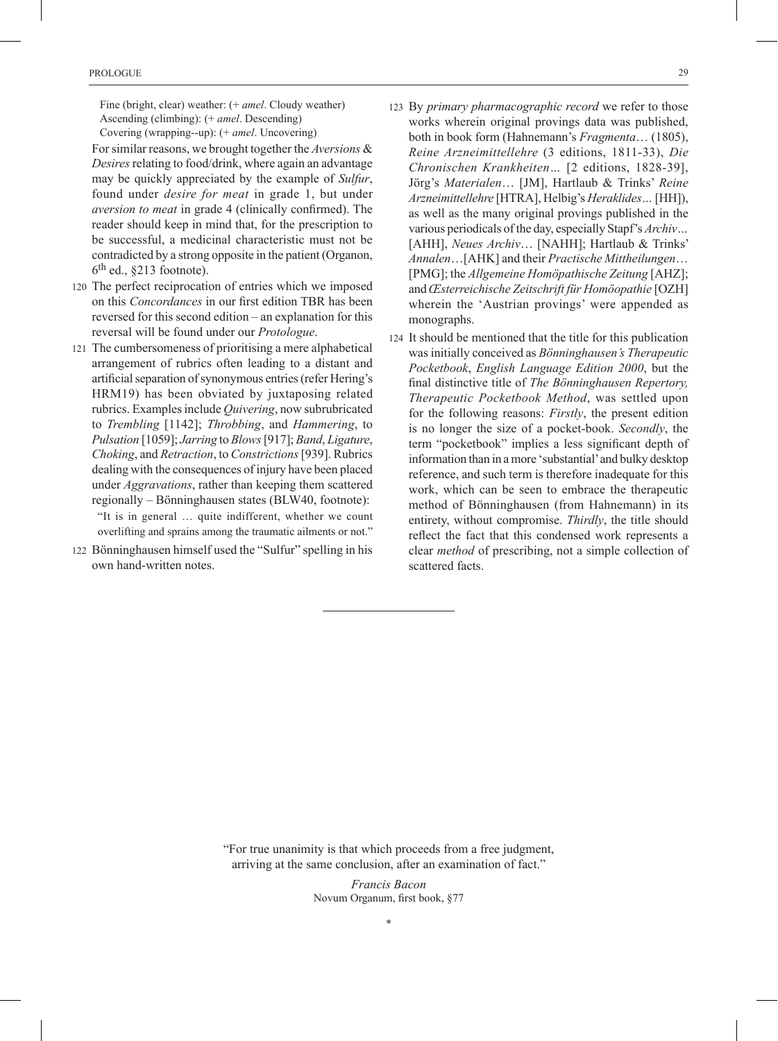Fine (bright, clear) weather: (+ *amel*. Cloudy weather)
Ascending (climbing): (+ *amel*. Descending)
Covering (wrapping--up): (+ *amel*. Uncovering)

For similar reasons, we brought together the *Aversions* & *Desires* relating to food/drink, where again an advantage may be quickly appreciated by the example of *Sulfur*, found under *desire for meat* in grade 1, but under *aversion to meat* in grade 4 (clinically confirmed). The reader should keep in mind that, for the prescription to be successful, a medicinal characteristic must not be contradicted by a strong opposite in the patient (Organon, 6th ed., §213 footnote).

120 The perfect reciprocation of entries which we imposed on this *Concordances* in our first edition TBR has been reversed for this second edition – an explanation for this reversal will be found under our *Protologue*.

121 The cumbersomeness of prioritising a mere alphabetical arrangement of rubrics often leading to a distant and artificial separation of synonymous entries (refer Hering's HRM19) has been obviated by juxtaposing related rubrics. Examples include *Quivering*, now subrubricated to *Trembling* [1142]; *Throbbing*, and *Hammering*, to *Pulsation* [1059]; *Jarring* to *Blows* [917]; *Band*, *Ligature*, *Choking*, and *Retraction*, to *Constrictions* [939]. Rubrics dealing with the consequences of injury have been placed under *Aggravations*, rather than keeping them scattered regionally – Bönninghausen states (BLW40, footnote):

"It is in general … quite indifferent, whether we count overlifting and sprains among the traumatic ailments or not."

122 Bönninghausen himself used the "Sulfur" spelling in his own hand-written notes.

123 By *primary pharmacographic record* we refer to those works wherein original provings data was published, both in book form (Hahnemann's *Fragmenta*… (1805), *Reine Arzneimittellehre* (3 editions, 1811-33), *Die Chronischen Krankheiten…* [2 editions, 1828-39], Jörg's *Materialen*… [JM], Hartlaub & Trinks' *Reine Arzneimittellehre* [HTRA], Helbig's *Heraklides…* [HH]), as well as the many original provings published in the various periodicals of the day, especially Stapf's *Archiv…* [AHH], *Neues Archiv*… [NAHH]; Hartlaub & Trinks' *Annalen*…[AHK] and their *Practische Mittheilungen*… [PMG]; the *Allgemeine Homöpathische Zeitung* [AHZ]; and *Œsterreichische Zeitschrift für Homöopathie* [OZH] wherein the 'Austrian provings' were appended as monographs.

124 It should be mentioned that the title for this publication was initially conceived as *Bönninghausen's Therapeutic Pocketbook*, *English Language Edition 2000*, but the final distinctive title of *The Bönninghausen Repertory, Therapeutic Pocketbook Method*, was settled upon for the following reasons: *Firstly*, the present edition is no longer the size of a pocket-book. *Secondly*, the term "pocketbook" implies a less significant depth of information than in a more 'substantial' and bulky desktop reference, and such term is therefore inadequate for this work, which can be seen to embrace the therapeutic method of Bönninghausen (from Hahnemann) in its entirety, without compromise. *Thirdly*, the title should reflect the fact that this condensed work represents a clear *method* of prescribing, not a simple collection of scattered facts.

---

"For true unanimity is that which proceeds from a free judgment, arriving at the same conclusion, after an examination of fact."

*Francis Bacon*
Novum Organum, first book, §77

*